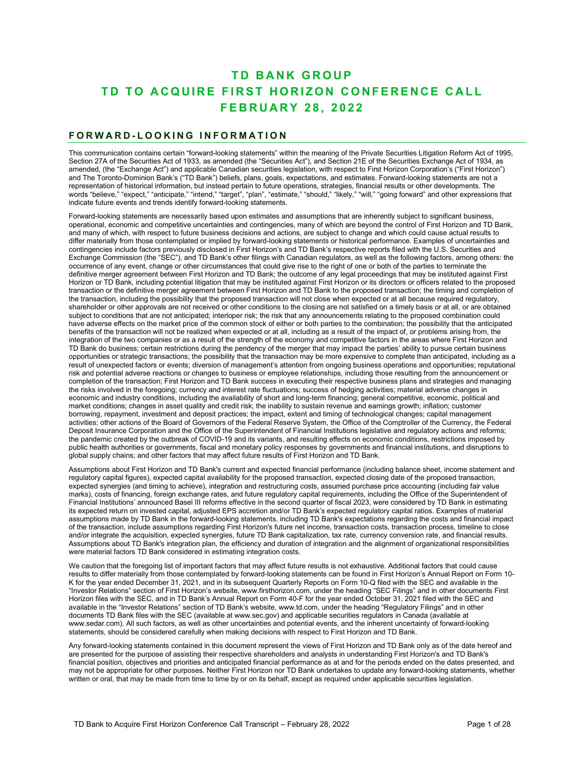# TD BANK GROUP
# TD TO ACQUIRE FIRST HORIZON CONFERENCE CALL
# FEBRUARY 28, 2022

## FORWARD-LOOKING INFORMATION

This communication contains certain "forward-looking statements" within the meaning of the Private Securities Litigation Reform Act of 1995, Section 27A of the Securities Act of 1933, as amended (the "Securities Act"), and Section 21E of the Securities Exchange Act of 1934, as amended, (the "Exchange Act") and applicable Canadian securities legislation, with respect to First Horizon Corporation's ("First Horizon") and The Toronto-Dominion Bank's ("TD Bank") beliefs, plans, goals, expectations, and estimates. Forward-looking statements are not a representation of historical information, but instead pertain to future operations, strategies, financial results or other developments. The words "believe," "expect," "anticipate," "intend," "target", "plan", "estimate," "should," "likely," "will," "going forward" and other expressions that indicate future events and trends identify forward-looking statements.

Forward-looking statements are necessarily based upon estimates and assumptions that are inherently subject to significant business, operational, economic and competitive uncertainties and contingencies, many of which are beyond the control of First Horizon and TD Bank, and many of which, with respect to future business decisions and actions, are subject to change and which could cause actual results to differ materially from those contemplated or implied by forward-looking statements or historical performance. Examples of uncertainties and contingencies include factors previously disclosed in First Horizon's and TD Bank's respective reports filed with the U.S. Securities and Exchange Commission (the "SEC"), and TD Bank's other filings with Canadian regulators, as well as the following factors, among others: the occurrence of any event, change or other circumstances that could give rise to the right of one or both of the parties to terminate the definitive merger agreement between First Horizon and TD Bank; the outcome of any legal proceedings that may be instituted against First Horizon or TD Bank, including potential litigation that may be instituted against First Horizon or its directors or officers related to the proposed transaction or the definitive merger agreement between First Horizon and TD Bank to the proposed transaction; the timing and completion of the transaction, including the possibility that the proposed transaction will not close when expected or at all because required regulatory, shareholder or other approvals are not received or other conditions to the closing are not satisfied on a timely basis or at all, or are obtained subject to conditions that are not anticipated; interloper risk; the risk that any announcements relating to the proposed combination could have adverse effects on the market price of the common stock of either or both parties to the combination; the possibility that the anticipated benefits of the transaction will not be realized when expected or at all, including as a result of the impact of, or problems arising from, the integration of the two companies or as a result of the strength of the economy and competitive factors in the areas where First Horizon and TD Bank do business; certain restrictions during the pendency of the merger that may impact the parties' ability to pursue certain business opportunities or strategic transactions; the possibility that the transaction may be more expensive to complete than anticipated, including as a result of unexpected factors or events; diversion of management's attention from ongoing business operations and opportunities; reputational risk and potential adverse reactions or changes to business or employee relationships, including those resulting from the announcement or completion of the transaction; First Horizon and TD Bank success in executing their respective business plans and strategies and managing the risks involved in the foregoing; currency and interest rate fluctuations; success of hedging activities; material adverse changes in economic and industry conditions, including the availability of short and long-term financing; general competitive, economic, political and market conditions; changes in asset quality and credit risk; the inability to sustain revenue and earnings growth; inflation; customer borrowing, repayment, investment and deposit practices; the impact, extent and timing of technological changes; capital management activities; other actions of the Board of Governors of the Federal Reserve System, the Office of the Comptroller of the Currency, the Federal Deposit Insurance Corporation and the Office of the Superintendent of Financial Institutions legislative and regulatory actions and reforms; the pandemic created by the outbreak of COVID-19 and its variants, and resulting effects on economic conditions, restrictions imposed by public health authorities or governments, fiscal and monetary policy responses by governments and financial institutions, and disruptions to global supply chains; and other factors that may affect future results of First Horizon and TD Bank.

Assumptions about First Horizon and TD Bank's current and expected financial performance (including balance sheet, income statement and regulatory capital figures), expected capital availability for the proposed transaction, expected closing date of the proposed transaction, expected synergies (and timing to achieve), integration and restructuring costs, assumed purchase price accounting (including fair value marks), costs of financing, foreign exchange rates, and future regulatory capital requirements, including the Office of the Superintendent of Financial Institutions' announced Basel III reforms effective in the second quarter of fiscal 2023, were considered by TD Bank in estimating its expected return on invested capital, adjusted EPS accretion and/or TD Bank's expected regulatory capital ratios. Examples of material assumptions made by TD Bank in the forward-looking statements, including TD Bank's expectations regarding the costs and financial impact of the transaction, include assumptions regarding First Horizon's future net income, transaction costs, transaction process, timeline to close and/or integrate the acquisition, expected synergies, future TD Bank capitalization, tax rate, currency conversion rate, and financial results. Assumptions about TD Bank's integration plan, the efficiency and duration of integration and the alignment of organizational responsibilities were material factors TD Bank considered in estimating integration costs.

We caution that the foregoing list of important factors that may affect future results is not exhaustive. Additional factors that could cause results to differ materially from those contemplated by forward-looking statements can be found in First Horizon's Annual Report on Form 10-K for the year ended December 31, 2021, and in its subsequent Quarterly Reports on Form 10-Q filed with the SEC and available in the "Investor Relations" section of First Horizon's website, www.firsthorizon.com, under the heading "SEC Filings" and in other documents First Horizon files with the SEC, and in TD Bank's Annual Report on Form 40-F for the year ended October 31, 2021 filed with the SEC and available in the "Investor Relations" section of TD Bank's website, www.td.com, under the heading "Regulatory Filings" and in other documents TD Bank files with the SEC (available at www.sec.gov) and applicable securities regulators in Canada (available at www.sedar.com). All such factors, as well as other uncertainties and potential events, and the inherent uncertainty of forward-looking statements, should be considered carefully when making decisions with respect to First Horizon and TD Bank.

Any forward-looking statements contained in this document represent the views of First Horizon and TD Bank only as of the date hereof and are presented for the purpose of assisting their respective shareholders and analysts in understanding First Horizon's and TD Bank's financial position, objectives and priorities and anticipated financial performance as at and for the periods ended on the dates presented, and may not be appropriate for other purposes. Neither First Horizon nor TD Bank undertakes to update any forward-looking statements, whether written or oral, that may be made from time to time by or on its behalf, except as required under applicable securities legislation.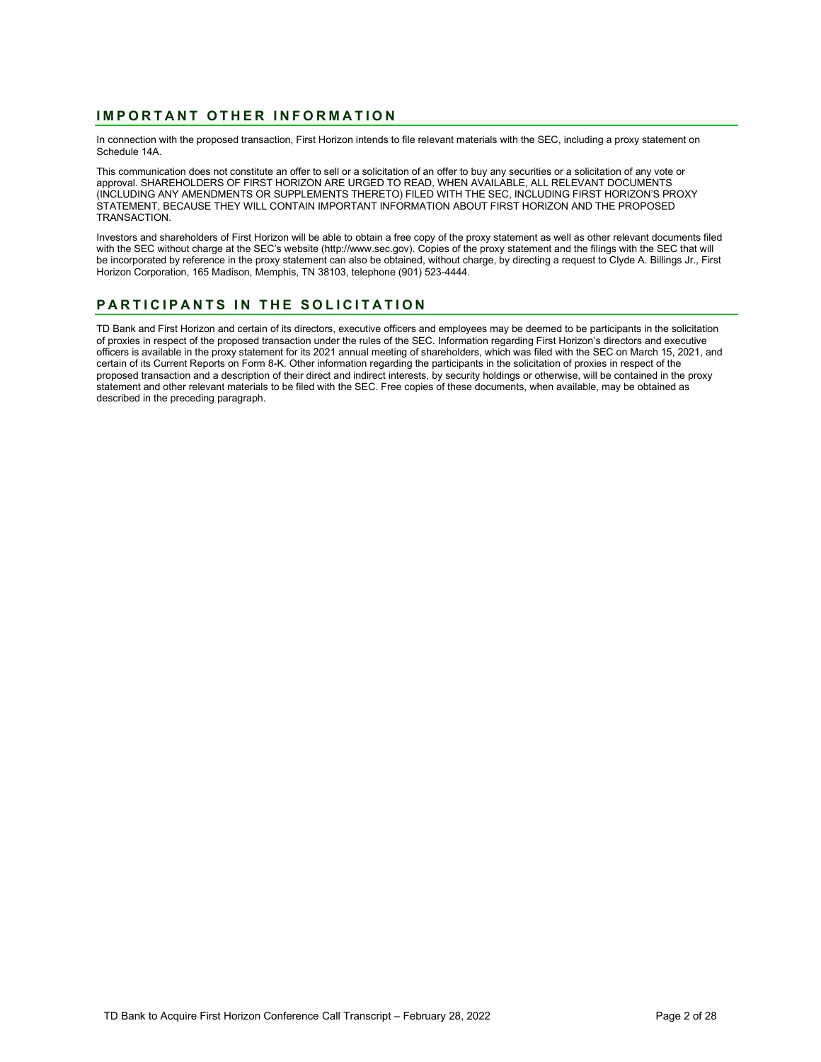## IMPORTANT OTHER INFORMATION

In connection with the proposed transaction, First Horizon intends to file relevant materials with the SEC, including a proxy statement on Schedule 14A.

This communication does not constitute an offer to sell or a solicitation of an offer to buy any securities or a solicitation of any vote or approval. SHAREHOLDERS OF FIRST HORIZON ARE URGED TO READ, WHEN AVAILABLE, ALL RELEVANT DOCUMENTS (INCLUDING ANY AMENDMENTS OR SUPPLEMENTS THERETO) FILED WITH THE SEC, INCLUDING FIRST HORIZON'S PROXY STATEMENT, BECAUSE THEY WILL CONTAIN IMPORTANT INFORMATION ABOUT FIRST HORIZON AND THE PROPOSED TRANSACTION.

Investors and shareholders of First Horizon will be able to obtain a free copy of the proxy statement as well as other relevant documents filed with the SEC without charge at the SEC's website (http://www.sec.gov). Copies of the proxy statement and the filings with the SEC that will be incorporated by reference in the proxy statement can also be obtained, without charge, by directing a request to Clyde A. Billings Jr., First Horizon Corporation, 165 Madison, Memphis, TN 38103, telephone (901) 523-4444.

## PARTICIPANTS IN THE SOLICITATION

TD Bank and First Horizon and certain of its directors, executive officers and employees may be deemed to be participants in the solicitation of proxies in respect of the proposed transaction under the rules of the SEC. Information regarding First Horizon's directors and executive officers is available in the proxy statement for its 2021 annual meeting of shareholders, which was filed with the SEC on March 15, 2021, and certain of its Current Reports on Form 8-K. Other information regarding the participants in the solicitation of proxies in respect of the proposed transaction and a description of their direct and indirect interests, by security holdings or otherwise, will be contained in the proxy statement and other relevant materials to be filed with the SEC. Free copies of these documents, when available, may be obtained as described in the preceding paragraph.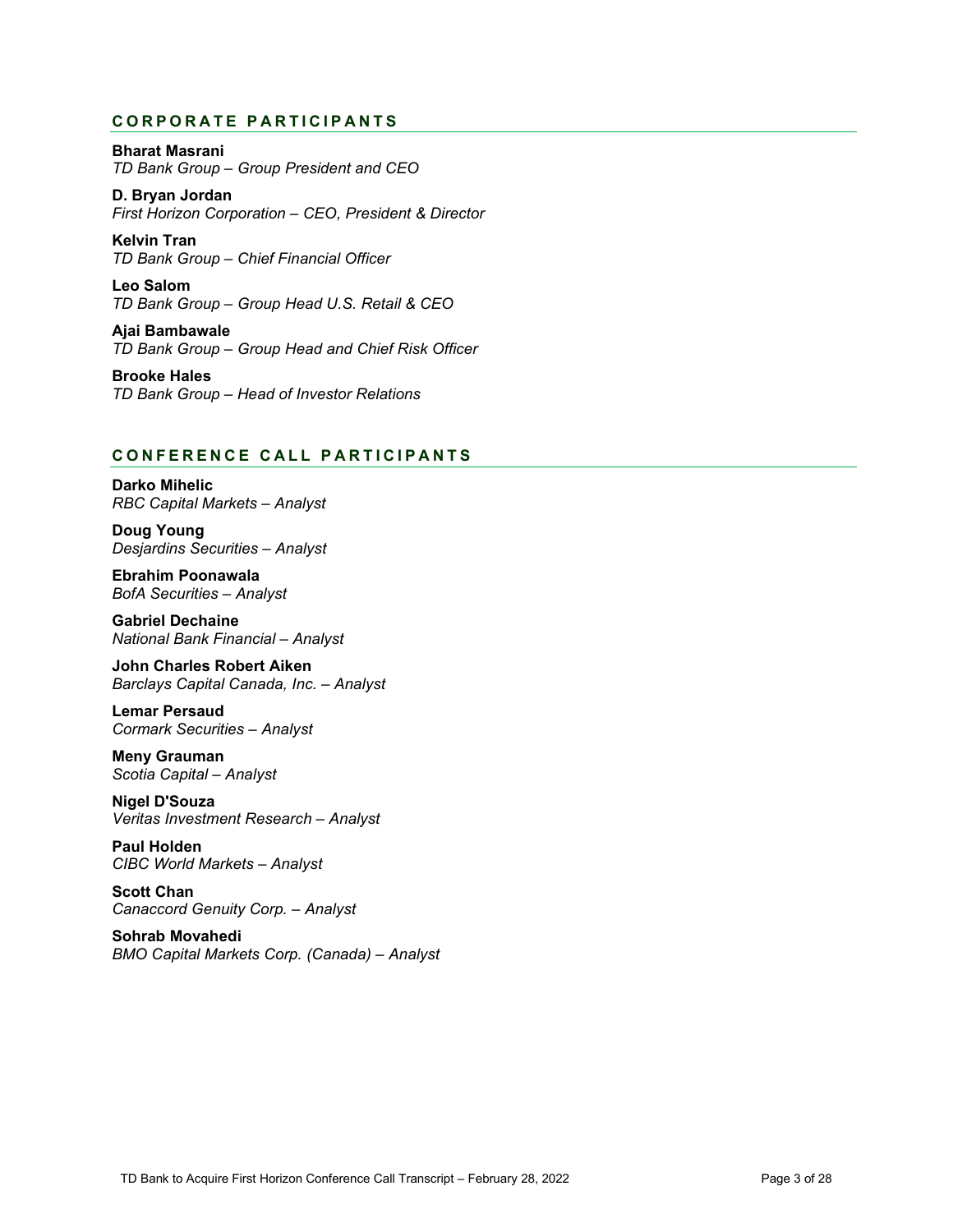## CORPORATE PARTICIPANTS

**Bharat Masrani**
*TD Bank Group – Group President and CEO*

**D. Bryan Jordan**
*First Horizon Corporation – CEO, President & Director*

**Kelvin Tran**
*TD Bank Group – Chief Financial Officer*

**Leo Salom**
*TD Bank Group – Group Head U.S. Retail & CEO*

**Ajai Bambawale**
*TD Bank Group – Group Head and Chief Risk Officer*

**Brooke Hales**
*TD Bank Group – Head of Investor Relations*

## CONFERENCE CALL PARTICIPANTS

**Darko Mihelic**
*RBC Capital Markets – Analyst*

**Doug Young**
*Desjardins Securities – Analyst*

**Ebrahim Poonawala**
*BofA Securities – Analyst*

**Gabriel Dechaine**
*National Bank Financial – Analyst*

**John Charles Robert Aiken**
*Barclays Capital Canada, Inc. – Analyst*

**Lemar Persaud**
*Cormark Securities – Analyst*

**Meny Grauman**
*Scotia Capital – Analyst*

**Nigel D'Souza**
*Veritas Investment Research – Analyst*

**Paul Holden**
*CIBC World Markets – Analyst*

**Scott Chan**
*Canaccord Genuity Corp. – Analyst*

**Sohrab Movahedi**
*BMO Capital Markets Corp. (Canada) – Analyst*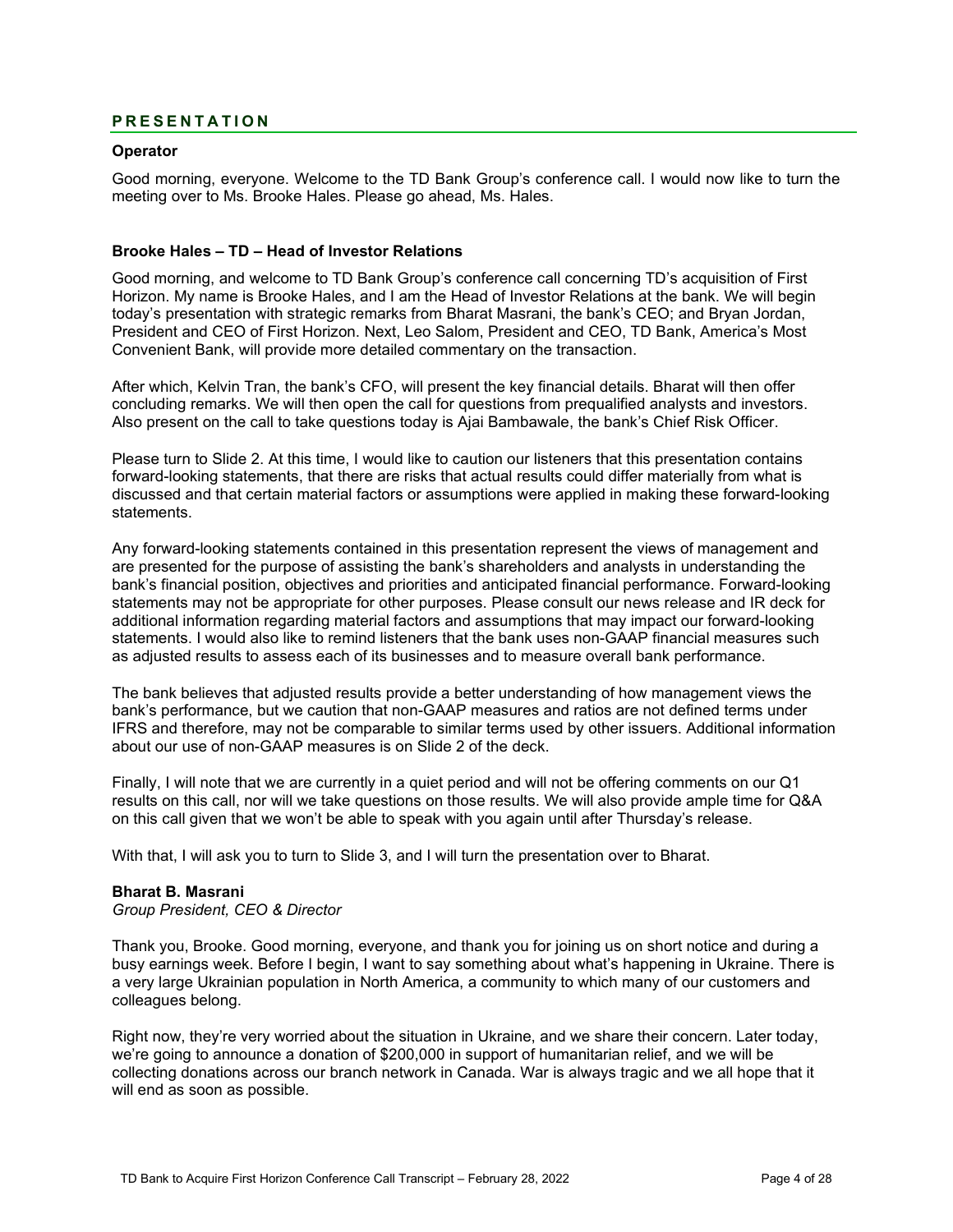## PRESENTATION

**Operator**

Good morning, everyone. Welcome to the TD Bank Group's conference call. I would now like to turn the meeting over to Ms. Brooke Hales. Please go ahead, Ms. Hales.

**Brooke Hales – TD – Head of Investor Relations**

Good morning, and welcome to TD Bank Group's conference call concerning TD's acquisition of First Horizon. My name is Brooke Hales, and I am the Head of Investor Relations at the bank. We will begin today's presentation with strategic remarks from Bharat Masrani, the bank's CEO; and Bryan Jordan, President and CEO of First Horizon. Next, Leo Salom, President and CEO, TD Bank, America's Most Convenient Bank, will provide more detailed commentary on the transaction.

After which, Kelvin Tran, the bank's CFO, will present the key financial details. Bharat will then offer concluding remarks. We will then open the call for questions from prequalified analysts and investors. Also present on the call to take questions today is Ajai Bambawale, the bank's Chief Risk Officer.

Please turn to Slide 2. At this time, I would like to caution our listeners that this presentation contains forward-looking statements, that there are risks that actual results could differ materially from what is discussed and that certain material factors or assumptions were applied in making these forward-looking statements.

Any forward-looking statements contained in this presentation represent the views of management and are presented for the purpose of assisting the bank's shareholders and analysts in understanding the bank's financial position, objectives and priorities and anticipated financial performance. Forward-looking statements may not be appropriate for other purposes. Please consult our news release and IR deck for additional information regarding material factors and assumptions that may impact our forward-looking statements. I would also like to remind listeners that the bank uses non-GAAP financial measures such as adjusted results to assess each of its businesses and to measure overall bank performance.

The bank believes that adjusted results provide a better understanding of how management views the bank's performance, but we caution that non-GAAP measures and ratios are not defined terms under IFRS and therefore, may not be comparable to similar terms used by other issuers. Additional information about our use of non-GAAP measures is on Slide 2 of the deck.

Finally, I will note that we are currently in a quiet period and will not be offering comments on our Q1 results on this call, nor will we take questions on those results. We will also provide ample time for Q&A on this call given that we won't be able to speak with you again until after Thursday's release.

With that, I will ask you to turn to Slide 3, and I will turn the presentation over to Bharat.

**Bharat B. Masrani**
*Group President, CEO & Director*

Thank you, Brooke. Good morning, everyone, and thank you for joining us on short notice and during a busy earnings week. Before I begin, I want to say something about what's happening in Ukraine. There is a very large Ukrainian population in North America, a community to which many of our customers and colleagues belong.

Right now, they're very worried about the situation in Ukraine, and we share their concern. Later today, we're going to announce a donation of $200,000 in support of humanitarian relief, and we will be collecting donations across our branch network in Canada. War is always tragic and we all hope that it will end as soon as possible.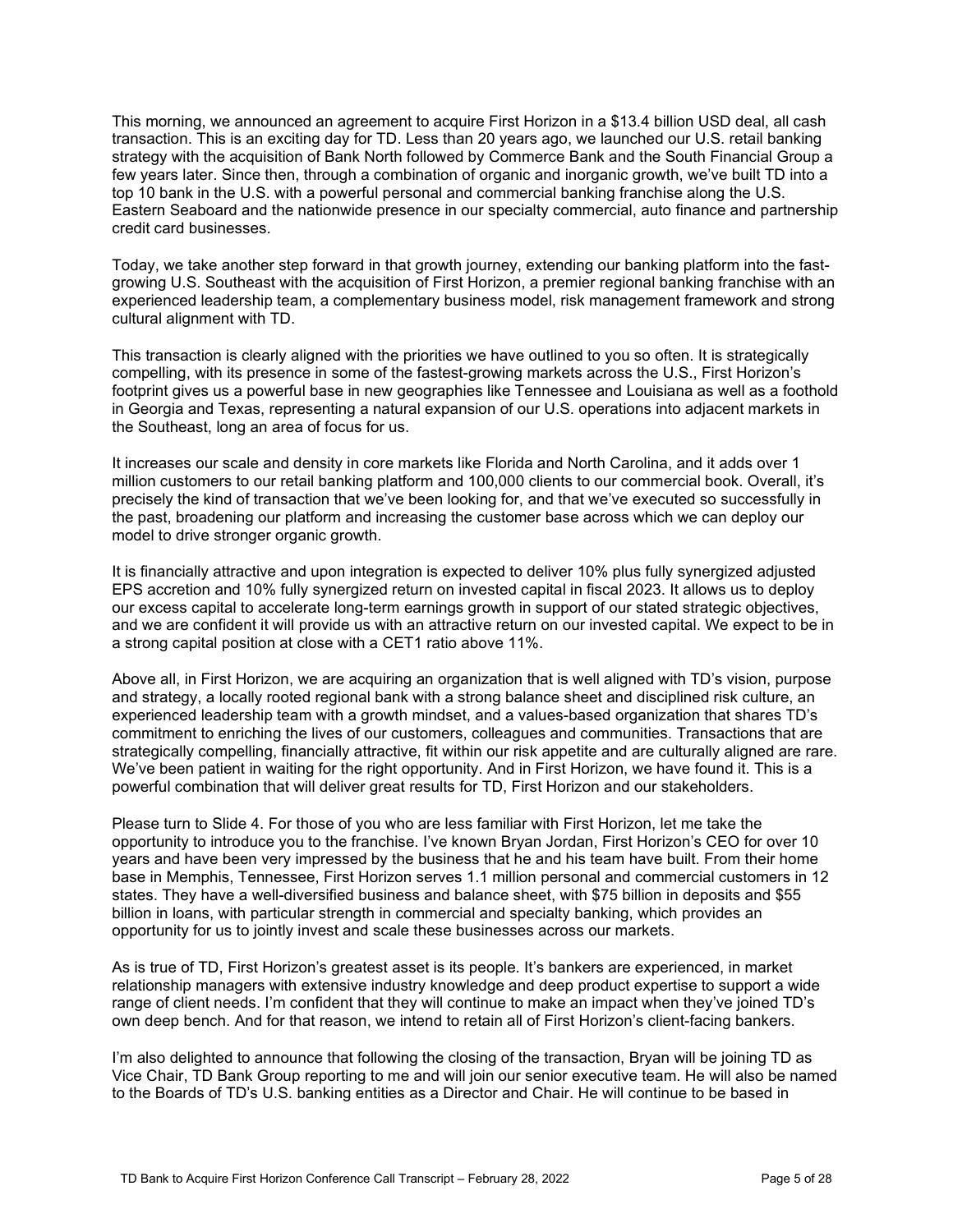This morning, we announced an agreement to acquire First Horizon in a $13.4 billion USD deal, all cash transaction. This is an exciting day for TD. Less than 20 years ago, we launched our U.S. retail banking strategy with the acquisition of Bank North followed by Commerce Bank and the South Financial Group a few years later. Since then, through a combination of organic and inorganic growth, we've built TD into a top 10 bank in the U.S. with a powerful personal and commercial banking franchise along the U.S. Eastern Seaboard and the nationwide presence in our specialty commercial, auto finance and partnership credit card businesses.

Today, we take another step forward in that growth journey, extending our banking platform into the fast-growing U.S. Southeast with the acquisition of First Horizon, a premier regional banking franchise with an experienced leadership team, a complementary business model, risk management framework and strong cultural alignment with TD.

This transaction is clearly aligned with the priorities we have outlined to you so often. It is strategically compelling, with its presence in some of the fastest-growing markets across the U.S., First Horizon's footprint gives us a powerful base in new geographies like Tennessee and Louisiana as well as a foothold in Georgia and Texas, representing a natural expansion of our U.S. operations into adjacent markets in the Southeast, long an area of focus for us.

It increases our scale and density in core markets like Florida and North Carolina, and it adds over 1 million customers to our retail banking platform and 100,000 clients to our commercial book. Overall, it's precisely the kind of transaction that we've been looking for, and that we've executed so successfully in the past, broadening our platform and increasing the customer base across which we can deploy our model to drive stronger organic growth.

It is financially attractive and upon integration is expected to deliver 10% plus fully synergized adjusted EPS accretion and 10% fully synergized return on invested capital in fiscal 2023. It allows us to deploy our excess capital to accelerate long-term earnings growth in support of our stated strategic objectives, and we are confident it will provide us with an attractive return on our invested capital. We expect to be in a strong capital position at close with a CET1 ratio above 11%.

Above all, in First Horizon, we are acquiring an organization that is well aligned with TD's vision, purpose and strategy, a locally rooted regional bank with a strong balance sheet and disciplined risk culture, an experienced leadership team with a growth mindset, and a values-based organization that shares TD's commitment to enriching the lives of our customers, colleagues and communities. Transactions that are strategically compelling, financially attractive, fit within our risk appetite and are culturally aligned are rare. We've been patient in waiting for the right opportunity. And in First Horizon, we have found it. This is a powerful combination that will deliver great results for TD, First Horizon and our stakeholders.

Please turn to Slide 4. For those of you who are less familiar with First Horizon, let me take the opportunity to introduce you to the franchise. I've known Bryan Jordan, First Horizon's CEO for over 10 years and have been very impressed by the business that he and his team have built. From their home base in Memphis, Tennessee, First Horizon serves 1.1 million personal and commercial customers in 12 states. They have a well-diversified business and balance sheet, with $75 billion in deposits and $55 billion in loans, with particular strength in commercial and specialty banking, which provides an opportunity for us to jointly invest and scale these businesses across our markets.

As is true of TD, First Horizon's greatest asset is its people. It's bankers are experienced, in market relationship managers with extensive industry knowledge and deep product expertise to support a wide range of client needs. I'm confident that they will continue to make an impact when they've joined TD's own deep bench. And for that reason, we intend to retain all of First Horizon's client-facing bankers.

I'm also delighted to announce that following the closing of the transaction, Bryan will be joining TD as Vice Chair, TD Bank Group reporting to me and will join our senior executive team. He will also be named to the Boards of TD's U.S. banking entities as a Director and Chair. He will continue to be based in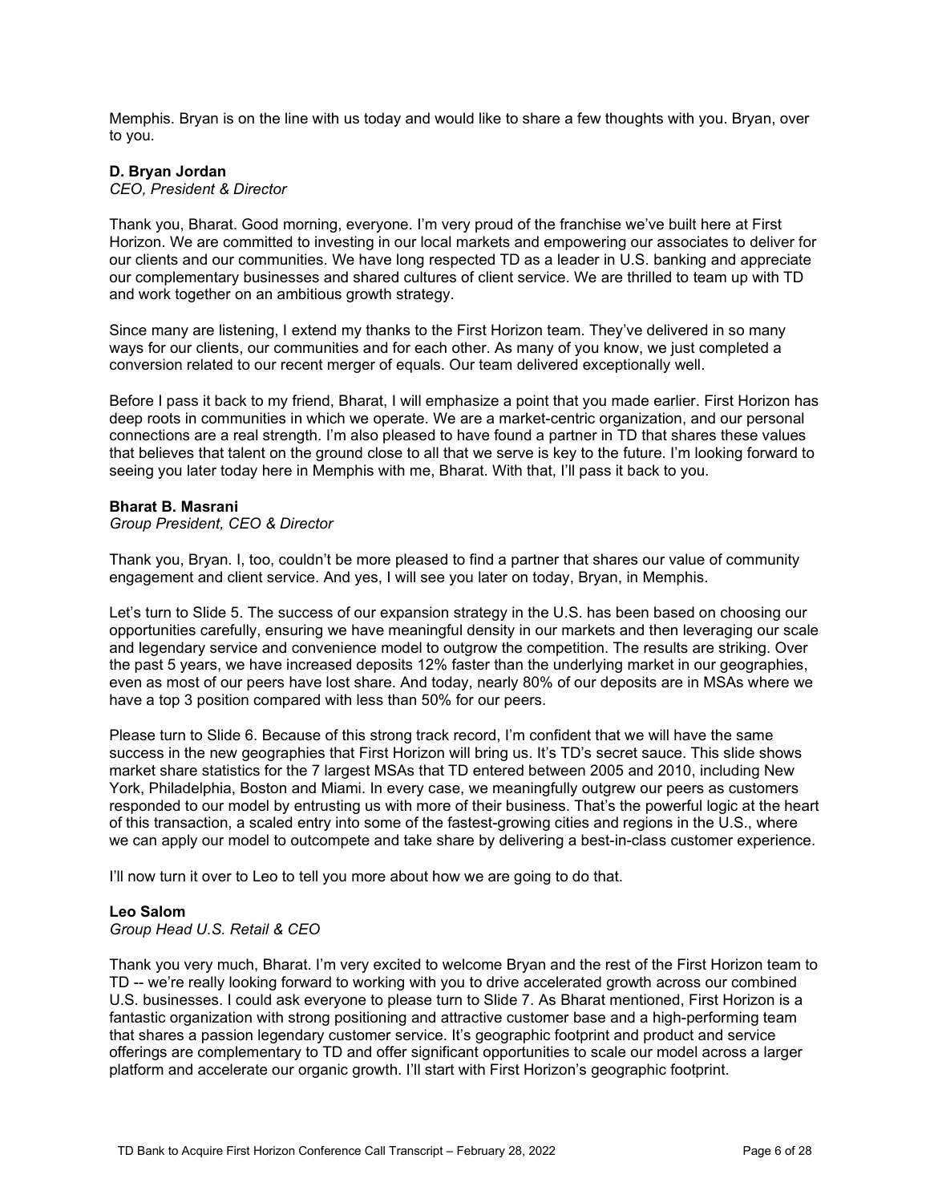Memphis. Bryan is on the line with us today and would like to share a few thoughts with you. Bryan, over to you.

**D. Bryan Jordan**
*CEO, President & Director*

Thank you, Bharat. Good morning, everyone. I'm very proud of the franchise we've built here at First Horizon. We are committed to investing in our local markets and empowering our associates to deliver for our clients and our communities. We have long respected TD as a leader in U.S. banking and appreciate our complementary businesses and shared cultures of client service. We are thrilled to team up with TD and work together on an ambitious growth strategy.

Since many are listening, I extend my thanks to the First Horizon team. They've delivered in so many ways for our clients, our communities and for each other. As many of you know, we just completed a conversion related to our recent merger of equals. Our team delivered exceptionally well.

Before I pass it back to my friend, Bharat, I will emphasize a point that you made earlier. First Horizon has deep roots in communities in which we operate. We are a market-centric organization, and our personal connections are a real strength. I'm also pleased to have found a partner in TD that shares these values that believes that talent on the ground close to all that we serve is key to the future. I'm looking forward to seeing you later today here in Memphis with me, Bharat. With that, I'll pass it back to you.

**Bharat B. Masrani**
*Group President, CEO & Director*

Thank you, Bryan. I, too, couldn't be more pleased to find a partner that shares our value of community engagement and client service. And yes, I will see you later on today, Bryan, in Memphis.

Let's turn to Slide 5. The success of our expansion strategy in the U.S. has been based on choosing our opportunities carefully, ensuring we have meaningful density in our markets and then leveraging our scale and legendary service and convenience model to outgrow the competition. The results are striking. Over the past 5 years, we have increased deposits 12% faster than the underlying market in our geographies, even as most of our peers have lost share. And today, nearly 80% of our deposits are in MSAs where we have a top 3 position compared with less than 50% for our peers.

Please turn to Slide 6. Because of this strong track record, I'm confident that we will have the same success in the new geographies that First Horizon will bring us. It's TD's secret sauce. This slide shows market share statistics for the 7 largest MSAs that TD entered between 2005 and 2010, including New York, Philadelphia, Boston and Miami. In every case, we meaningfully outgrew our peers as customers responded to our model by entrusting us with more of their business. That's the powerful logic at the heart of this transaction, a scaled entry into some of the fastest-growing cities and regions in the U.S., where we can apply our model to outcompete and take share by delivering a best-in-class customer experience.

I'll now turn it over to Leo to tell you more about how we are going to do that.

**Leo Salom**
*Group Head U.S. Retail & CEO*

Thank you very much, Bharat. I'm very excited to welcome Bryan and the rest of the First Horizon team to TD -- we're really looking forward to working with you to drive accelerated growth across our combined U.S. businesses. I could ask everyone to please turn to Slide 7. As Bharat mentioned, First Horizon is a fantastic organization with strong positioning and attractive customer base and a high-performing team that shares a passion legendary customer service. It's geographic footprint and product and service offerings are complementary to TD and offer significant opportunities to scale our model across a larger platform and accelerate our organic growth. I'll start with First Horizon's geographic footprint.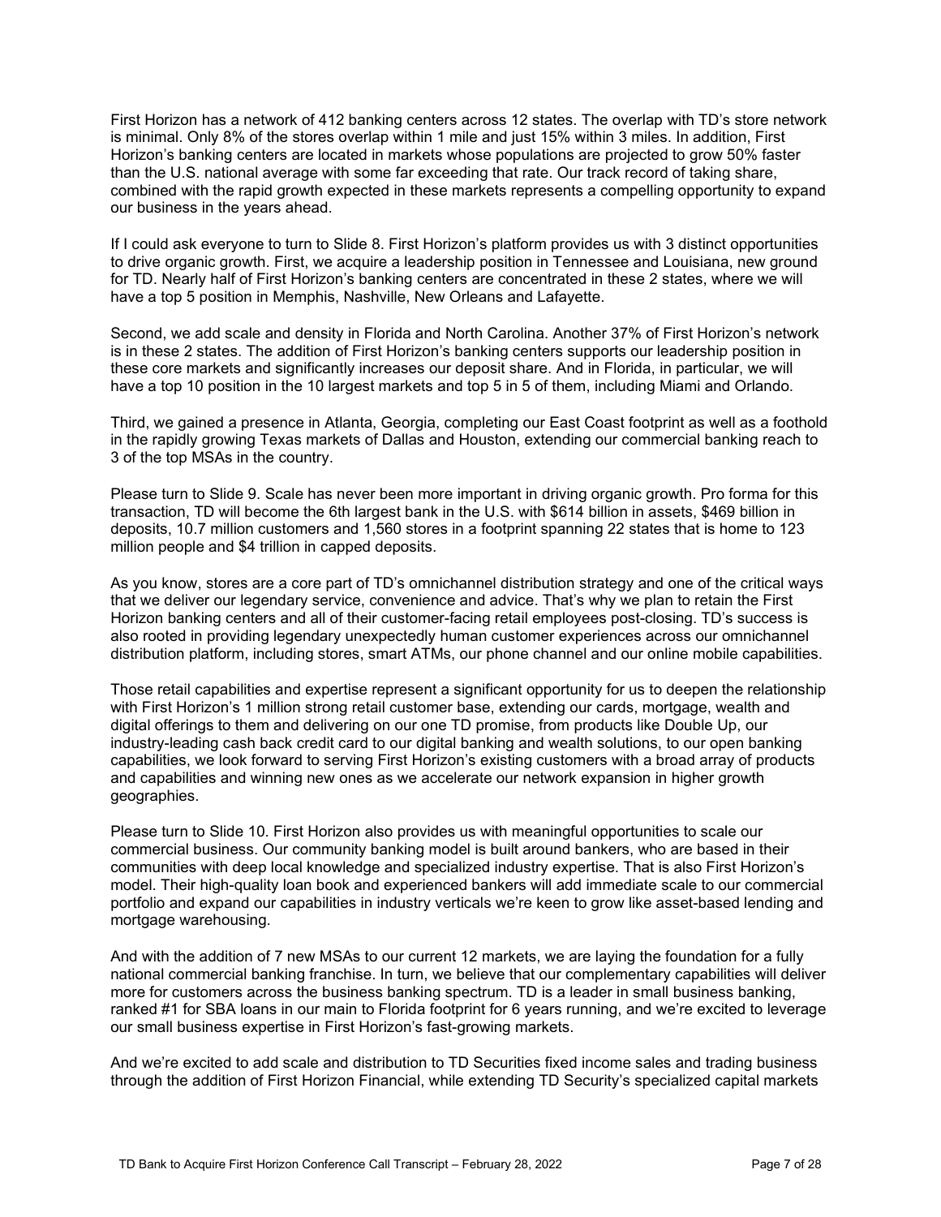First Horizon has a network of 412 banking centers across 12 states. The overlap with TD's store network is minimal. Only 8% of the stores overlap within 1 mile and just 15% within 3 miles. In addition, First Horizon's banking centers are located in markets whose populations are projected to grow 50% faster than the U.S. national average with some far exceeding that rate. Our track record of taking share, combined with the rapid growth expected in these markets represents a compelling opportunity to expand our business in the years ahead.

If I could ask everyone to turn to Slide 8. First Horizon's platform provides us with 3 distinct opportunities to drive organic growth. First, we acquire a leadership position in Tennessee and Louisiana, new ground for TD. Nearly half of First Horizon's banking centers are concentrated in these 2 states, where we will have a top 5 position in Memphis, Nashville, New Orleans and Lafayette.

Second, we add scale and density in Florida and North Carolina. Another 37% of First Horizon's network is in these 2 states. The addition of First Horizon's banking centers supports our leadership position in these core markets and significantly increases our deposit share. And in Florida, in particular, we will have a top 10 position in the 10 largest markets and top 5 in 5 of them, including Miami and Orlando.

Third, we gained a presence in Atlanta, Georgia, completing our East Coast footprint as well as a foothold in the rapidly growing Texas markets of Dallas and Houston, extending our commercial banking reach to 3 of the top MSAs in the country.

Please turn to Slide 9. Scale has never been more important in driving organic growth. Pro forma for this transaction, TD will become the 6th largest bank in the U.S. with $614 billion in assets, $469 billion in deposits, 10.7 million customers and 1,560 stores in a footprint spanning 22 states that is home to 123 million people and $4 trillion in capped deposits.

As you know, stores are a core part of TD's omnichannel distribution strategy and one of the critical ways that we deliver our legendary service, convenience and advice. That's why we plan to retain the First Horizon banking centers and all of their customer-facing retail employees post-closing. TD's success is also rooted in providing legendary unexpectedly human customer experiences across our omnichannel distribution platform, including stores, smart ATMs, our phone channel and our online mobile capabilities.

Those retail capabilities and expertise represent a significant opportunity for us to deepen the relationship with First Horizon's 1 million strong retail customer base, extending our cards, mortgage, wealth and digital offerings to them and delivering on our one TD promise, from products like Double Up, our industry-leading cash back credit card to our digital banking and wealth solutions, to our open banking capabilities, we look forward to serving First Horizon's existing customers with a broad array of products and capabilities and winning new ones as we accelerate our network expansion in higher growth geographies.

Please turn to Slide 10. First Horizon also provides us with meaningful opportunities to scale our commercial business. Our community banking model is built around bankers, who are based in their communities with deep local knowledge and specialized industry expertise. That is also First Horizon's model. Their high-quality loan book and experienced bankers will add immediate scale to our commercial portfolio and expand our capabilities in industry verticals we're keen to grow like asset-based lending and mortgage warehousing.

And with the addition of 7 new MSAs to our current 12 markets, we are laying the foundation for a fully national commercial banking franchise. In turn, we believe that our complementary capabilities will deliver more for customers across the business banking spectrum. TD is a leader in small business banking, ranked #1 for SBA loans in our main to Florida footprint for 6 years running, and we're excited to leverage our small business expertise in First Horizon's fast-growing markets.

And we're excited to add scale and distribution to TD Securities fixed income sales and trading business through the addition of First Horizon Financial, while extending TD Security's specialized capital markets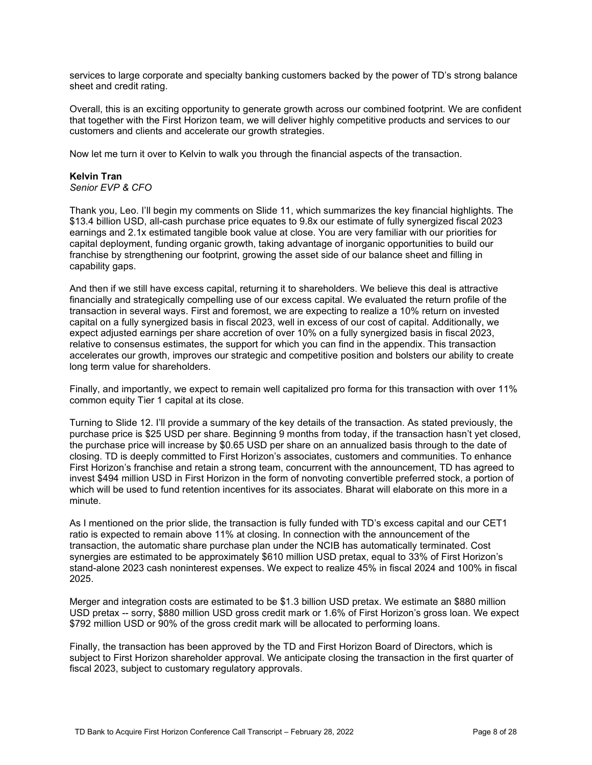services to large corporate and specialty banking customers backed by the power of TD's strong balance sheet and credit rating.

Overall, this is an exciting opportunity to generate growth across our combined footprint. We are confident that together with the First Horizon team, we will deliver highly competitive products and services to our customers and clients and accelerate our growth strategies.

Now let me turn it over to Kelvin to walk you through the financial aspects of the transaction.

**Kelvin Tran**
*Senior EVP & CFO*

Thank you, Leo. I'll begin my comments on Slide 11, which summarizes the key financial highlights. The $13.4 billion USD, all-cash purchase price equates to 9.8x our estimate of fully synergized fiscal 2023 earnings and 2.1x estimated tangible book value at close. You are very familiar with our priorities for capital deployment, funding organic growth, taking advantage of inorganic opportunities to build our franchise by strengthening our footprint, growing the asset side of our balance sheet and filling in capability gaps.

And then if we still have excess capital, returning it to shareholders. We believe this deal is attractive financially and strategically compelling use of our excess capital. We evaluated the return profile of the transaction in several ways. First and foremost, we are expecting to realize a 10% return on invested capital on a fully synergized basis in fiscal 2023, well in excess of our cost of capital. Additionally, we expect adjusted earnings per share accretion of over 10% on a fully synergized basis in fiscal 2023, relative to consensus estimates, the support for which you can find in the appendix. This transaction accelerates our growth, improves our strategic and competitive position and bolsters our ability to create long term value for shareholders.

Finally, and importantly, we expect to remain well capitalized pro forma for this transaction with over 11% common equity Tier 1 capital at its close.

Turning to Slide 12. I'll provide a summary of the key details of the transaction. As stated previously, the purchase price is $25 USD per share. Beginning 9 months from today, if the transaction hasn't yet closed, the purchase price will increase by $0.65 USD per share on an annualized basis through to the date of closing. TD is deeply committed to First Horizon's associates, customers and communities. To enhance First Horizon's franchise and retain a strong team, concurrent with the announcement, TD has agreed to invest $494 million USD in First Horizon in the form of nonvoting convertible preferred stock, a portion of which will be used to fund retention incentives for its associates. Bharat will elaborate on this more in a minute.

As I mentioned on the prior slide, the transaction is fully funded with TD's excess capital and our CET1 ratio is expected to remain above 11% at closing. In connection with the announcement of the transaction, the automatic share purchase plan under the NCIB has automatically terminated. Cost synergies are estimated to be approximately $610 million USD pretax, equal to 33% of First Horizon's stand-alone 2023 cash noninterest expenses. We expect to realize 45% in fiscal 2024 and 100% in fiscal 2025.

Merger and integration costs are estimated to be $1.3 billion USD pretax. We estimate an $880 million USD pretax -- sorry, $880 million USD gross credit mark or 1.6% of First Horizon's gross loan. We expect $792 million USD or 90% of the gross credit mark will be allocated to performing loans.

Finally, the transaction has been approved by the TD and First Horizon Board of Directors, which is subject to First Horizon shareholder approval. We anticipate closing the transaction in the first quarter of fiscal 2023, subject to customary regulatory approvals.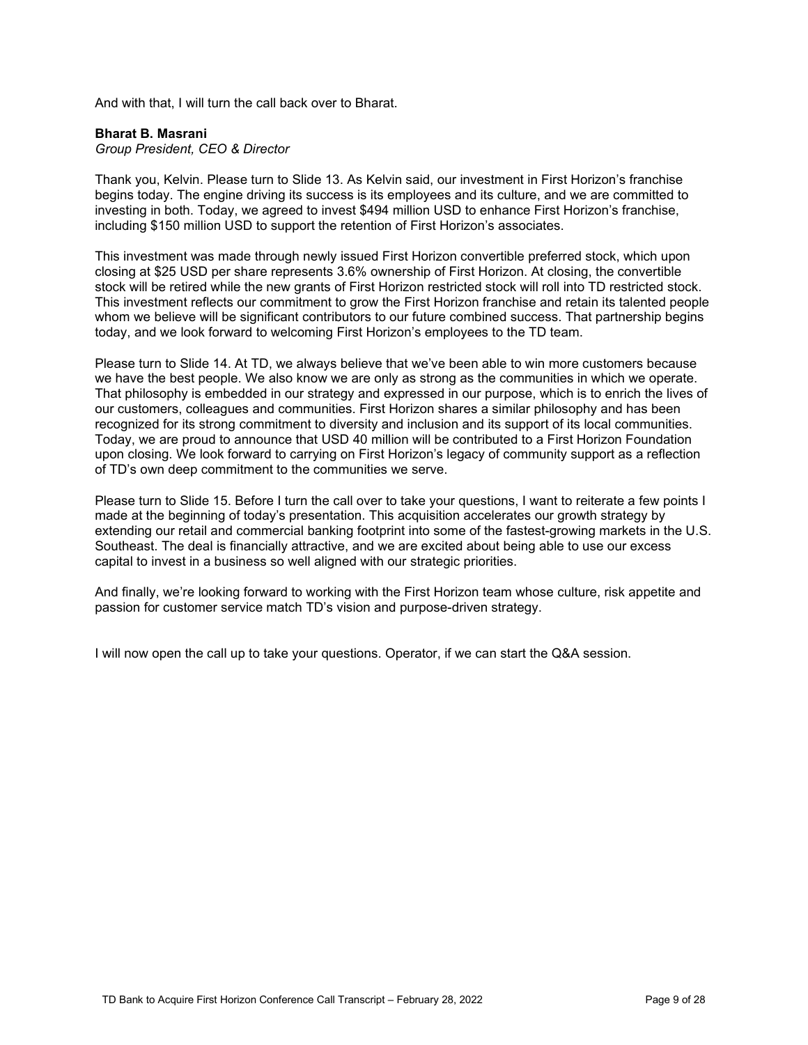And with that, I will turn the call back over to Bharat.

**Bharat B. Masrani**
*Group President, CEO & Director*

Thank you, Kelvin. Please turn to Slide 13. As Kelvin said, our investment in First Horizon's franchise begins today. The engine driving its success is its employees and its culture, and we are committed to investing in both. Today, we agreed to invest $494 million USD to enhance First Horizon's franchise, including $150 million USD to support the retention of First Horizon's associates.

This investment was made through newly issued First Horizon convertible preferred stock, which upon closing at $25 USD per share represents 3.6% ownership of First Horizon. At closing, the convertible stock will be retired while the new grants of First Horizon restricted stock will roll into TD restricted stock. This investment reflects our commitment to grow the First Horizon franchise and retain its talented people whom we believe will be significant contributors to our future combined success. That partnership begins today, and we look forward to welcoming First Horizon's employees to the TD team.

Please turn to Slide 14. At TD, we always believe that we've been able to win more customers because we have the best people. We also know we are only as strong as the communities in which we operate. That philosophy is embedded in our strategy and expressed in our purpose, which is to enrich the lives of our customers, colleagues and communities. First Horizon shares a similar philosophy and has been recognized for its strong commitment to diversity and inclusion and its support of its local communities. Today, we are proud to announce that USD 40 million will be contributed to a First Horizon Foundation upon closing. We look forward to carrying on First Horizon's legacy of community support as a reflection of TD's own deep commitment to the communities we serve.

Please turn to Slide 15. Before I turn the call over to take your questions, I want to reiterate a few points I made at the beginning of today's presentation. This acquisition accelerates our growth strategy by extending our retail and commercial banking footprint into some of the fastest-growing markets in the U.S. Southeast. The deal is financially attractive, and we are excited about being able to use our excess capital to invest in a business so well aligned with our strategic priorities.

And finally, we're looking forward to working with the First Horizon team whose culture, risk appetite and passion for customer service match TD's vision and purpose-driven strategy.

I will now open the call up to take your questions. Operator, if we can start the Q&A session.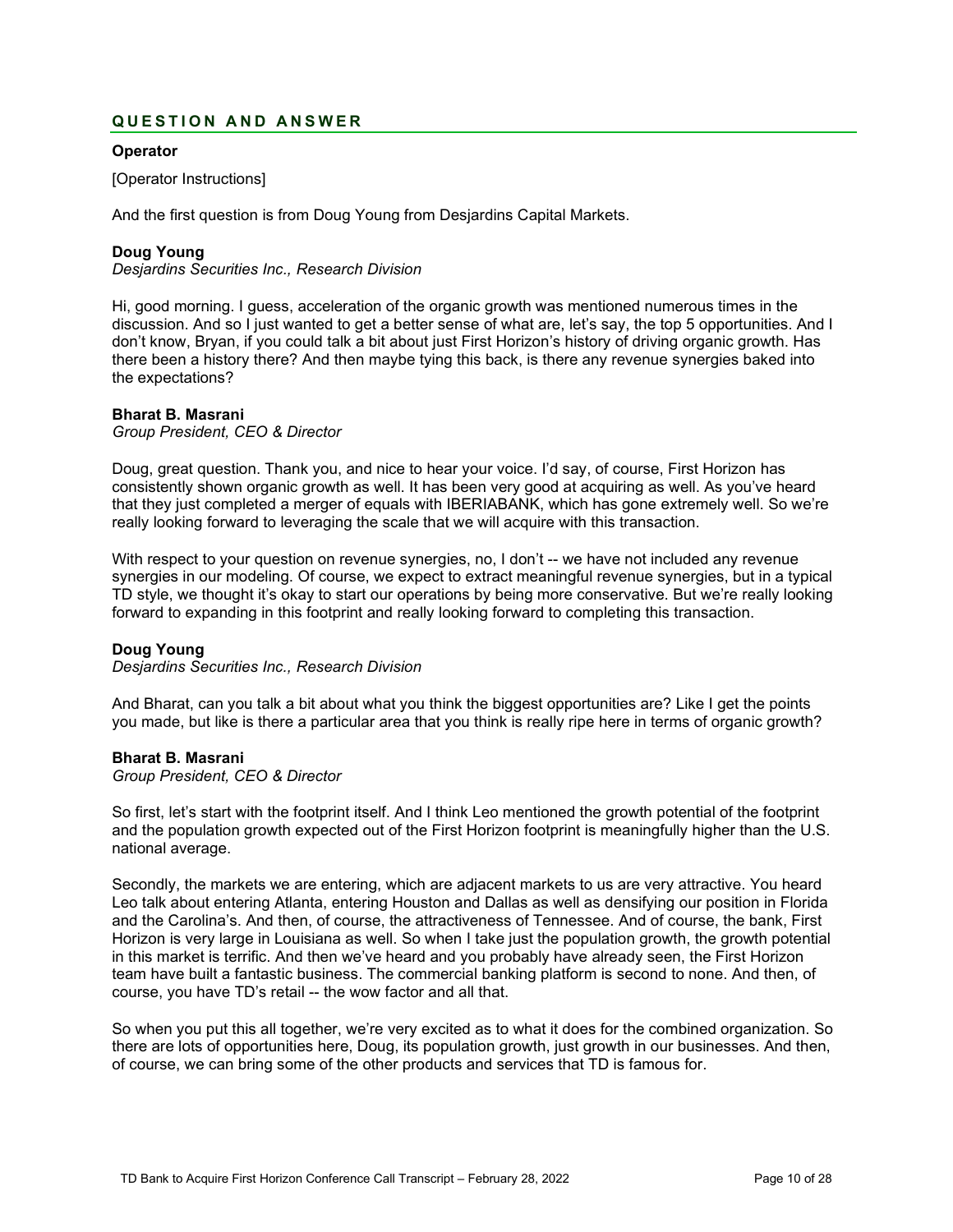## QUESTION AND ANSWER

**Operator**

[Operator Instructions]

And the first question is from Doug Young from Desjardins Capital Markets.

**Doug Young**
*Desjardins Securities Inc., Research Division*

Hi, good morning. I guess, acceleration of the organic growth was mentioned numerous times in the discussion. And so I just wanted to get a better sense of what are, let's say, the top 5 opportunities. And I don't know, Bryan, if you could talk a bit about just First Horizon's history of driving organic growth. Has there been a history there? And then maybe tying this back, is there any revenue synergies baked into the expectations?

**Bharat B. Masrani**
*Group President, CEO & Director*

Doug, great question. Thank you, and nice to hear your voice. I'd say, of course, First Horizon has consistently shown organic growth as well. It has been very good at acquiring as well. As you've heard that they just completed a merger of equals with IBERIABANK, which has gone extremely well. So we're really looking forward to leveraging the scale that we will acquire with this transaction.

With respect to your question on revenue synergies, no, I don't -- we have not included any revenue synergies in our modeling. Of course, we expect to extract meaningful revenue synergies, but in a typical TD style, we thought it's okay to start our operations by being more conservative. But we're really looking forward to expanding in this footprint and really looking forward to completing this transaction.

**Doug Young**
*Desjardins Securities Inc., Research Division*

And Bharat, can you talk a bit about what you think the biggest opportunities are? Like I get the points you made, but like is there a particular area that you think is really ripe here in terms of organic growth?

**Bharat B. Masrani**
*Group President, CEO & Director*

So first, let's start with the footprint itself. And I think Leo mentioned the growth potential of the footprint and the population growth expected out of the First Horizon footprint is meaningfully higher than the U.S. national average.

Secondly, the markets we are entering, which are adjacent markets to us are very attractive. You heard Leo talk about entering Atlanta, entering Houston and Dallas as well as densifying our position in Florida and the Carolina's. And then, of course, the attractiveness of Tennessee. And of course, the bank, First Horizon is very large in Louisiana as well. So when I take just the population growth, the growth potential in this market is terrific. And then we've heard and you probably have already seen, the First Horizon team have built a fantastic business. The commercial banking platform is second to none. And then, of course, you have TD's retail -- the wow factor and all that.

So when you put this all together, we're very excited as to what it does for the combined organization. So there are lots of opportunities here, Doug, its population growth, just growth in our businesses. And then, of course, we can bring some of the other products and services that TD is famous for.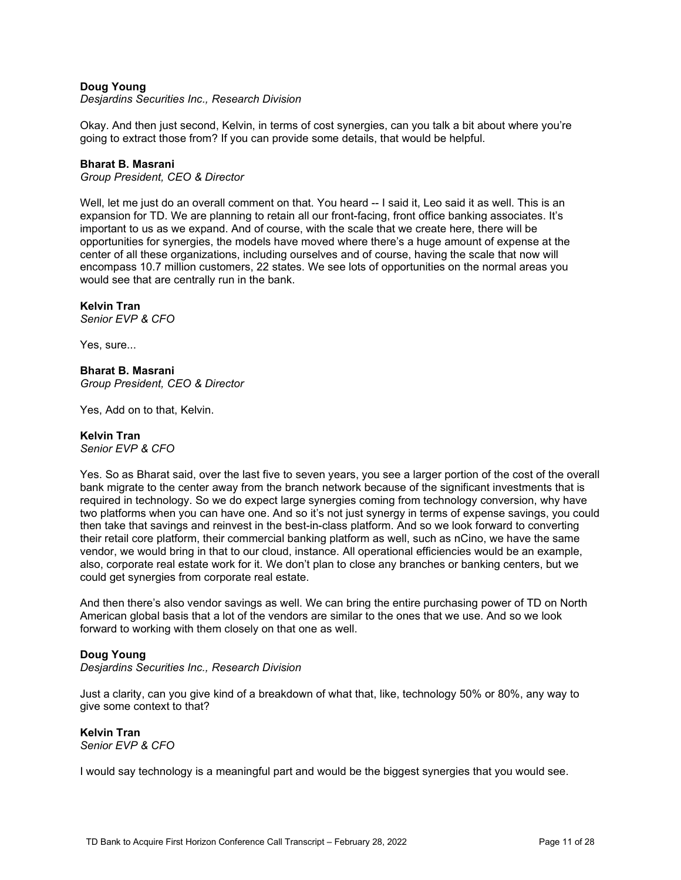**Doug Young**
*Desjardins Securities Inc., Research Division*

Okay. And then just second, Kelvin, in terms of cost synergies, can you talk a bit about where you're going to extract those from? If you can provide some details, that would be helpful.

**Bharat B. Masrani**
*Group President, CEO & Director*

Well, let me just do an overall comment on that. You heard -- I said it, Leo said it as well. This is an expansion for TD. We are planning to retain all our front-facing, front office banking associates. It's important to us as we expand. And of course, with the scale that we create here, there will be opportunities for synergies, the models have moved where there's a huge amount of expense at the center of all these organizations, including ourselves and of course, having the scale that now will encompass 10.7 million customers, 22 states. We see lots of opportunities on the normal areas you would see that are centrally run in the bank.

**Kelvin Tran**
*Senior EVP & CFO*

Yes, sure...

**Bharat B. Masrani**
*Group President, CEO & Director*

Yes, Add on to that, Kelvin.

**Kelvin Tran**
*Senior EVP & CFO*

Yes. So as Bharat said, over the last five to seven years, you see a larger portion of the cost of the overall bank migrate to the center away from the branch network because of the significant investments that is required in technology. So we do expect large synergies coming from technology conversion, why have two platforms when you can have one. And so it's not just synergy in terms of expense savings, you could then take that savings and reinvest in the best-in-class platform. And so we look forward to converting their retail core platform, their commercial banking platform as well, such as nCino, we have the same vendor, we would bring in that to our cloud, instance. All operational efficiencies would be an example, also, corporate real estate work for it. We don't plan to close any branches or banking centers, but we could get synergies from corporate real estate.

And then there's also vendor savings as well. We can bring the entire purchasing power of TD on North American global basis that a lot of the vendors are similar to the ones that we use. And so we look forward to working with them closely on that one as well.

**Doug Young**
*Desjardins Securities Inc., Research Division*

Just a clarity, can you give kind of a breakdown of what that, like, technology 50% or 80%, any way to give some context to that?

**Kelvin Tran**
*Senior EVP & CFO*

I would say technology is a meaningful part and would be the biggest synergies that you would see.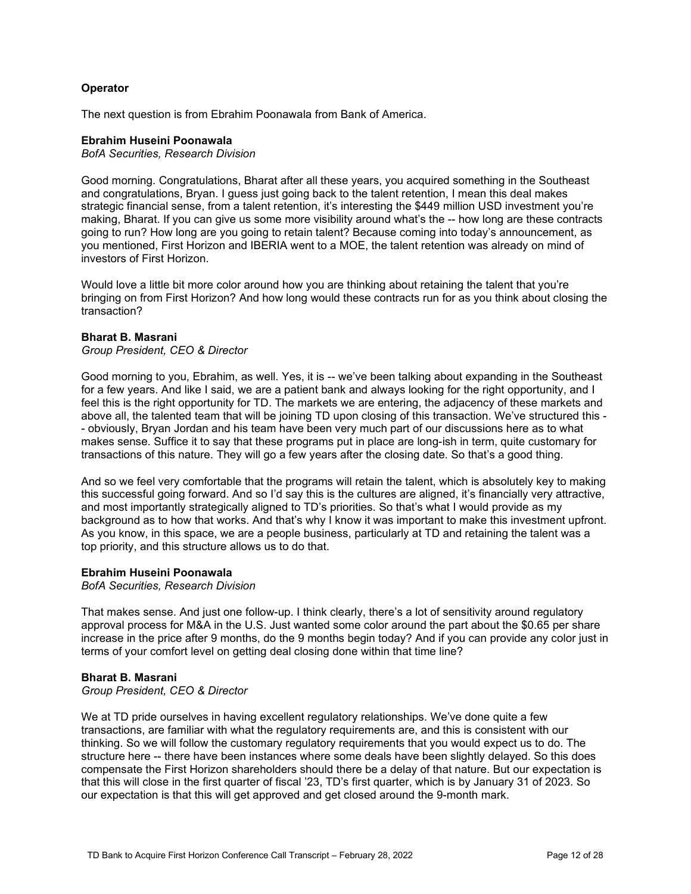**Operator**

The next question is from Ebrahim Poonawala from Bank of America.

**Ebrahim Huseini Poonawala**
*BofA Securities, Research Division*

Good morning. Congratulations, Bharat after all these years, you acquired something in the Southeast and congratulations, Bryan. I guess just going back to the talent retention, I mean this deal makes strategic financial sense, from a talent retention, it's interesting the $449 million USD investment you're making, Bharat. If you can give us some more visibility around what's the -- how long are these contracts going to run? How long are you going to retain talent? Because coming into today's announcement, as you mentioned, First Horizon and IBERIA went to a MOE, the talent retention was already on mind of investors of First Horizon.

Would love a little bit more color around how you are thinking about retaining the talent that you're bringing on from First Horizon? And how long would these contracts run for as you think about closing the transaction?

**Bharat B. Masrani**
*Group President, CEO & Director*

Good morning to you, Ebrahim, as well. Yes, it is -- we've been talking about expanding in the Southeast for a few years. And like I said, we are a patient bank and always looking for the right opportunity, and I feel this is the right opportunity for TD. The markets we are entering, the adjacency of these markets and above all, the talented team that will be joining TD upon closing of this transaction. We've structured this -- obviously, Bryan Jordan and his team have been very much part of our discussions here as to what makes sense. Suffice it to say that these programs put in place are long-ish in term, quite customary for transactions of this nature. They will go a few years after the closing date. So that's a good thing.

And so we feel very comfortable that the programs will retain the talent, which is absolutely key to making this successful going forward. And so I'd say this is the cultures are aligned, it's financially very attractive, and most importantly strategically aligned to TD's priorities. So that's what I would provide as my background as to how that works. And that's why I know it was important to make this investment upfront. As you know, in this space, we are a people business, particularly at TD and retaining the talent was a top priority, and this structure allows us to do that.

**Ebrahim Huseini Poonawala**
*BofA Securities, Research Division*

That makes sense. And just one follow-up. I think clearly, there's a lot of sensitivity around regulatory approval process for M&A in the U.S. Just wanted some color around the part about the $0.65 per share increase in the price after 9 months, do the 9 months begin today? And if you can provide any color just in terms of your comfort level on getting deal closing done within that time line?

**Bharat B. Masrani**
*Group President, CEO & Director*

We at TD pride ourselves in having excellent regulatory relationships. We've done quite a few transactions, are familiar with what the regulatory requirements are, and this is consistent with our thinking. So we will follow the customary regulatory requirements that you would expect us to do. The structure here -- there have been instances where some deals have been slightly delayed. So this does compensate the First Horizon shareholders should there be a delay of that nature. But our expectation is that this will close in the first quarter of fiscal '23, TD's first quarter, which is by January 31 of 2023. So our expectation is that this will get approved and get closed around the 9-month mark.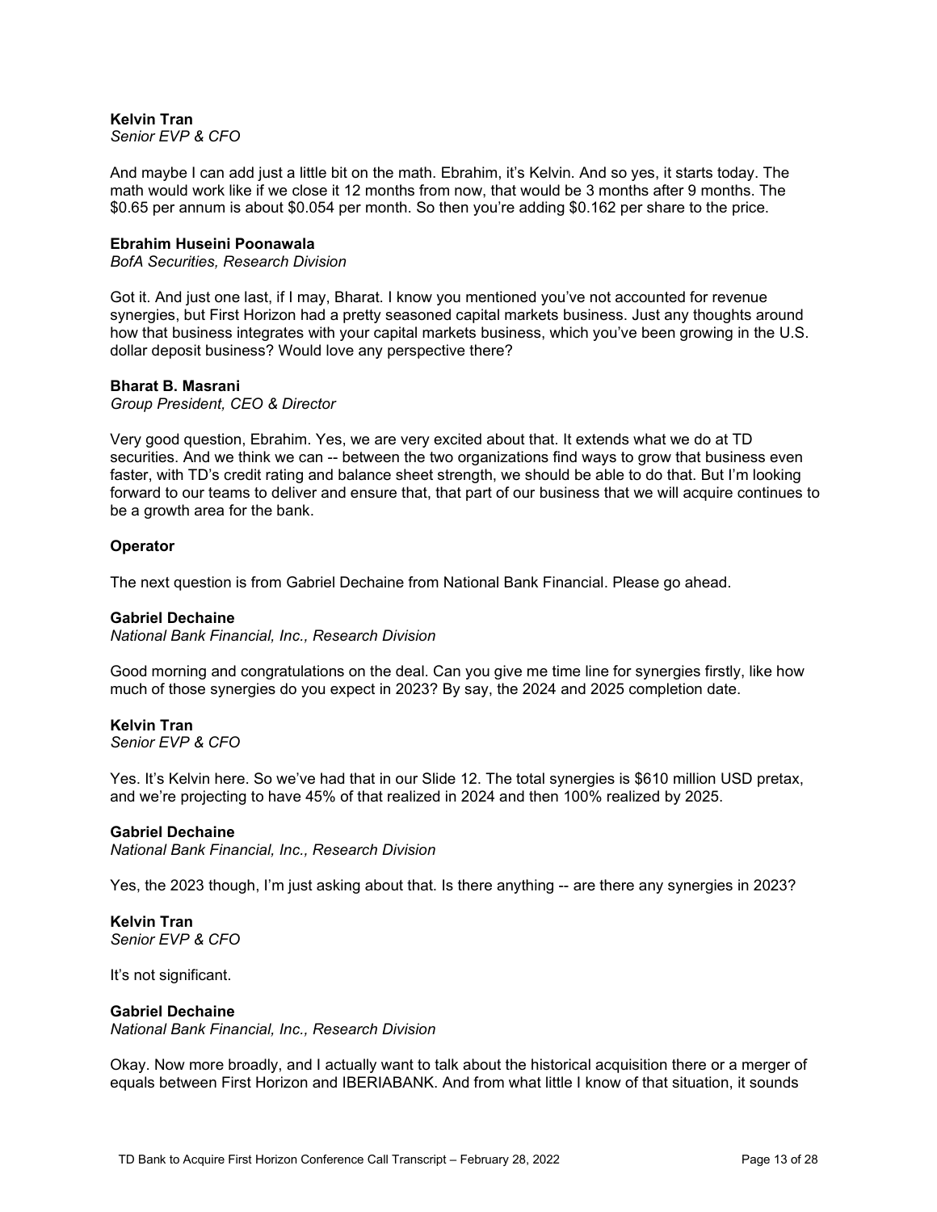**Kelvin Tran**
*Senior EVP & CFO*

And maybe I can add just a little bit on the math. Ebrahim, it's Kelvin. And so yes, it starts today. The math would work like if we close it 12 months from now, that would be 3 months after 9 months. The $0.65 per annum is about $0.054 per month. So then you're adding $0.162 per share to the price.

**Ebrahim Huseini Poonawala**
*BofA Securities, Research Division*

Got it. And just one last, if I may, Bharat. I know you mentioned you've not accounted for revenue synergies, but First Horizon had a pretty seasoned capital markets business. Just any thoughts around how that business integrates with your capital markets business, which you've been growing in the U.S. dollar deposit business? Would love any perspective there?

**Bharat B. Masrani**
*Group President, CEO & Director*

Very good question, Ebrahim. Yes, we are very excited about that. It extends what we do at TD securities. And we think we can -- between the two organizations find ways to grow that business even faster, with TD's credit rating and balance sheet strength, we should be able to do that. But I'm looking forward to our teams to deliver and ensure that, that part of our business that we will acquire continues to be a growth area for the bank.

**Operator**

The next question is from Gabriel Dechaine from National Bank Financial. Please go ahead.

**Gabriel Dechaine**
*National Bank Financial, Inc., Research Division*

Good morning and congratulations on the deal. Can you give me time line for synergies firstly, like how much of those synergies do you expect in 2023? By say, the 2024 and 2025 completion date.

**Kelvin Tran**
*Senior EVP & CFO*

Yes. It's Kelvin here. So we've had that in our Slide 12. The total synergies is $610 million USD pretax, and we're projecting to have 45% of that realized in 2024 and then 100% realized by 2025.

**Gabriel Dechaine**
*National Bank Financial, Inc., Research Division*

Yes, the 2023 though, I'm just asking about that. Is there anything -- are there any synergies in 2023?

**Kelvin Tran**
*Senior EVP & CFO*

It's not significant.

**Gabriel Dechaine**
*National Bank Financial, Inc., Research Division*

Okay. Now more broadly, and I actually want to talk about the historical acquisition there or a merger of equals between First Horizon and IBERIABANK. And from what little I know of that situation, it sounds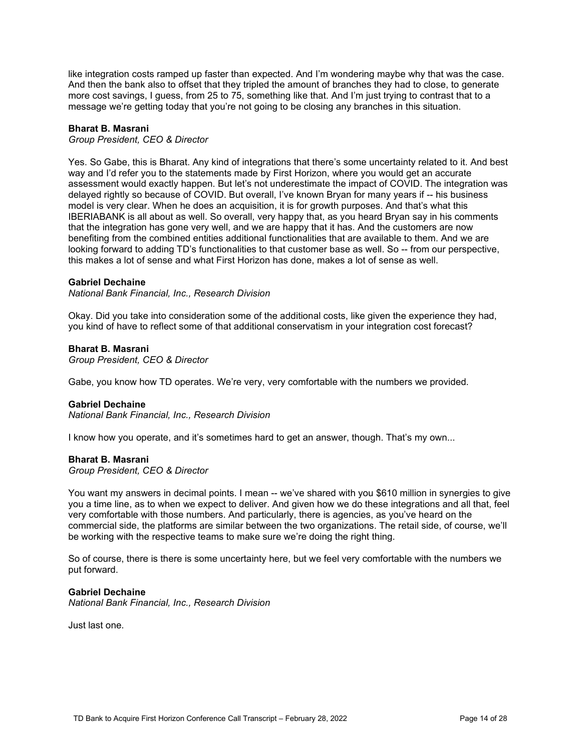like integration costs ramped up faster than expected. And I'm wondering maybe why that was the case. And then the bank also to offset that they tripled the amount of branches they had to close, to generate more cost savings, I guess, from 25 to 75, something like that. And I'm just trying to contrast that to a message we're getting today that you're not going to be closing any branches in this situation.

**Bharat B. Masrani**
*Group President, CEO & Director*

Yes. So Gabe, this is Bharat. Any kind of integrations that there's some uncertainty related to it. And best way and I'd refer you to the statements made by First Horizon, where you would get an accurate assessment would exactly happen. But let's not underestimate the impact of COVID. The integration was delayed rightly so because of COVID. But overall, I've known Bryan for many years if -- his business model is very clear. When he does an acquisition, it is for growth purposes. And that's what this IBERIABANK is all about as well. So overall, very happy that, as you heard Bryan say in his comments that the integration has gone very well, and we are happy that it has. And the customers are now benefiting from the combined entities additional functionalities that are available to them. And we are looking forward to adding TD's functionalities to that customer base as well. So -- from our perspective, this makes a lot of sense and what First Horizon has done, makes a lot of sense as well.

**Gabriel Dechaine**
*National Bank Financial, Inc., Research Division*

Okay. Did you take into consideration some of the additional costs, like given the experience they had, you kind of have to reflect some of that additional conservatism in your integration cost forecast?

**Bharat B. Masrani**
*Group President, CEO & Director*

Gabe, you know how TD operates. We're very, very comfortable with the numbers we provided.

**Gabriel Dechaine**
*National Bank Financial, Inc., Research Division*

I know how you operate, and it's sometimes hard to get an answer, though. That's my own...

**Bharat B. Masrani**
*Group President, CEO & Director*

You want my answers in decimal points. I mean -- we've shared with you $610 million in synergies to give you a time line, as to when we expect to deliver. And given how we do these integrations and all that, feel very comfortable with those numbers. And particularly, there is agencies, as you've heard on the commercial side, the platforms are similar between the two organizations. The retail side, of course, we'll be working with the respective teams to make sure we're doing the right thing.

So of course, there is there is some uncertainty here, but we feel very comfortable with the numbers we put forward.

**Gabriel Dechaine**
*National Bank Financial, Inc., Research Division*

Just last one.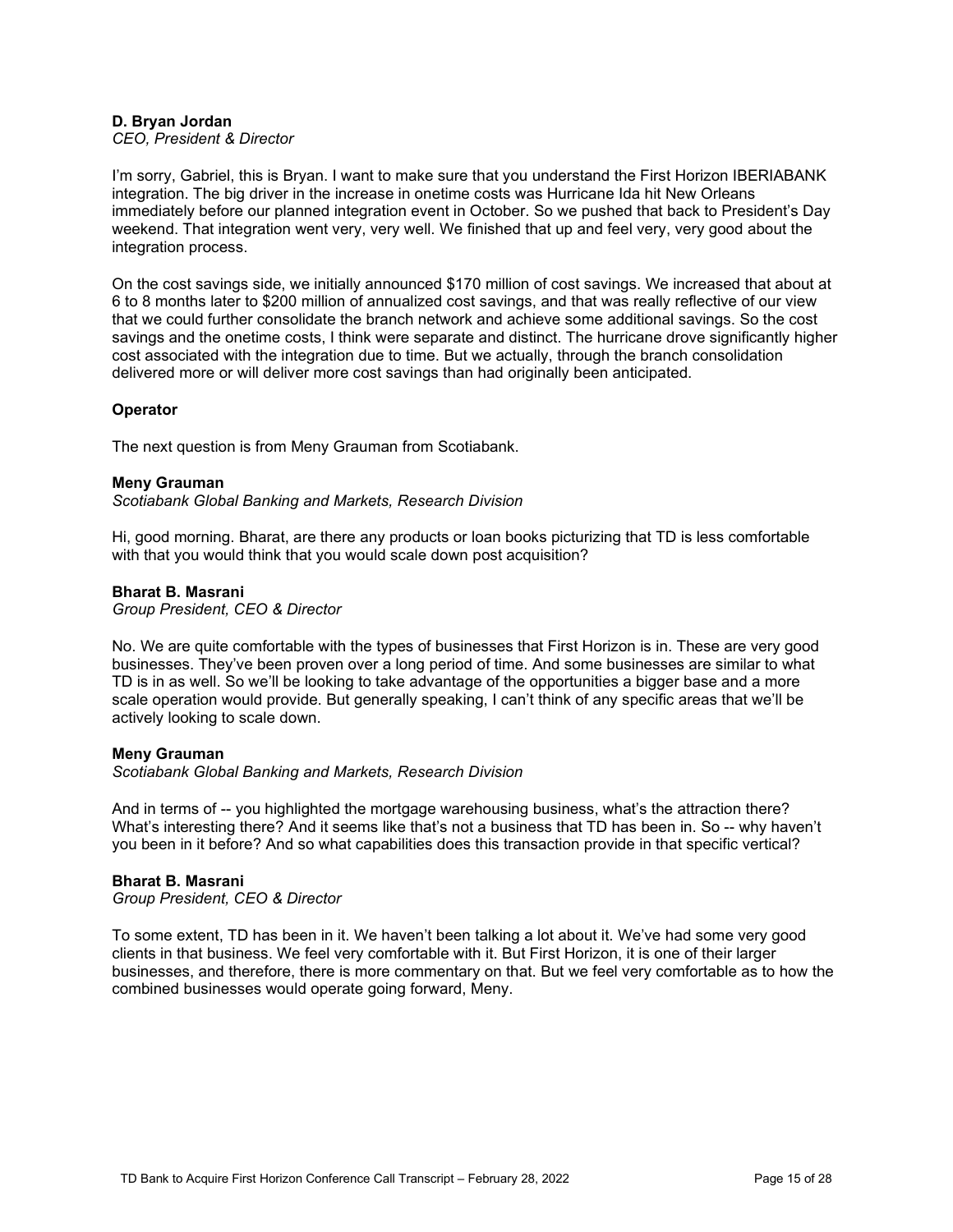**D. Bryan Jordan**
*CEO, President & Director*

I'm sorry, Gabriel, this is Bryan. I want to make sure that you understand the First Horizon IBERIABANK integration. The big driver in the increase in onetime costs was Hurricane Ida hit New Orleans immediately before our planned integration event in October. So we pushed that back to President's Day weekend. That integration went very, very well. We finished that up and feel very, very good about the integration process.

On the cost savings side, we initially announced $170 million of cost savings. We increased that about at 6 to 8 months later to $200 million of annualized cost savings, and that was really reflective of our view that we could further consolidate the branch network and achieve some additional savings. So the cost savings and the onetime costs, I think were separate and distinct. The hurricane drove significantly higher cost associated with the integration due to time. But we actually, through the branch consolidation delivered more or will deliver more cost savings than had originally been anticipated.

**Operator**

The next question is from Meny Grauman from Scotiabank.

**Meny Grauman**
*Scotiabank Global Banking and Markets, Research Division*

Hi, good morning. Bharat, are there any products or loan books picturizing that TD is less comfortable with that you would think that you would scale down post acquisition?

**Bharat B. Masrani**
*Group President, CEO & Director*

No. We are quite comfortable with the types of businesses that First Horizon is in. These are very good businesses. They've been proven over a long period of time. And some businesses are similar to what TD is in as well. So we'll be looking to take advantage of the opportunities a bigger base and a more scale operation would provide. But generally speaking, I can't think of any specific areas that we'll be actively looking to scale down.

**Meny Grauman**
*Scotiabank Global Banking and Markets, Research Division*

And in terms of -- you highlighted the mortgage warehousing business, what's the attraction there? What's interesting there? And it seems like that's not a business that TD has been in. So -- why haven't you been in it before? And so what capabilities does this transaction provide in that specific vertical?

**Bharat B. Masrani**
*Group President, CEO & Director*

To some extent, TD has been in it. We haven't been talking a lot about it. We've had some very good clients in that business. We feel very comfortable with it. But First Horizon, it is one of their larger businesses, and therefore, there is more commentary on that. But we feel very comfortable as to how the combined businesses would operate going forward, Meny.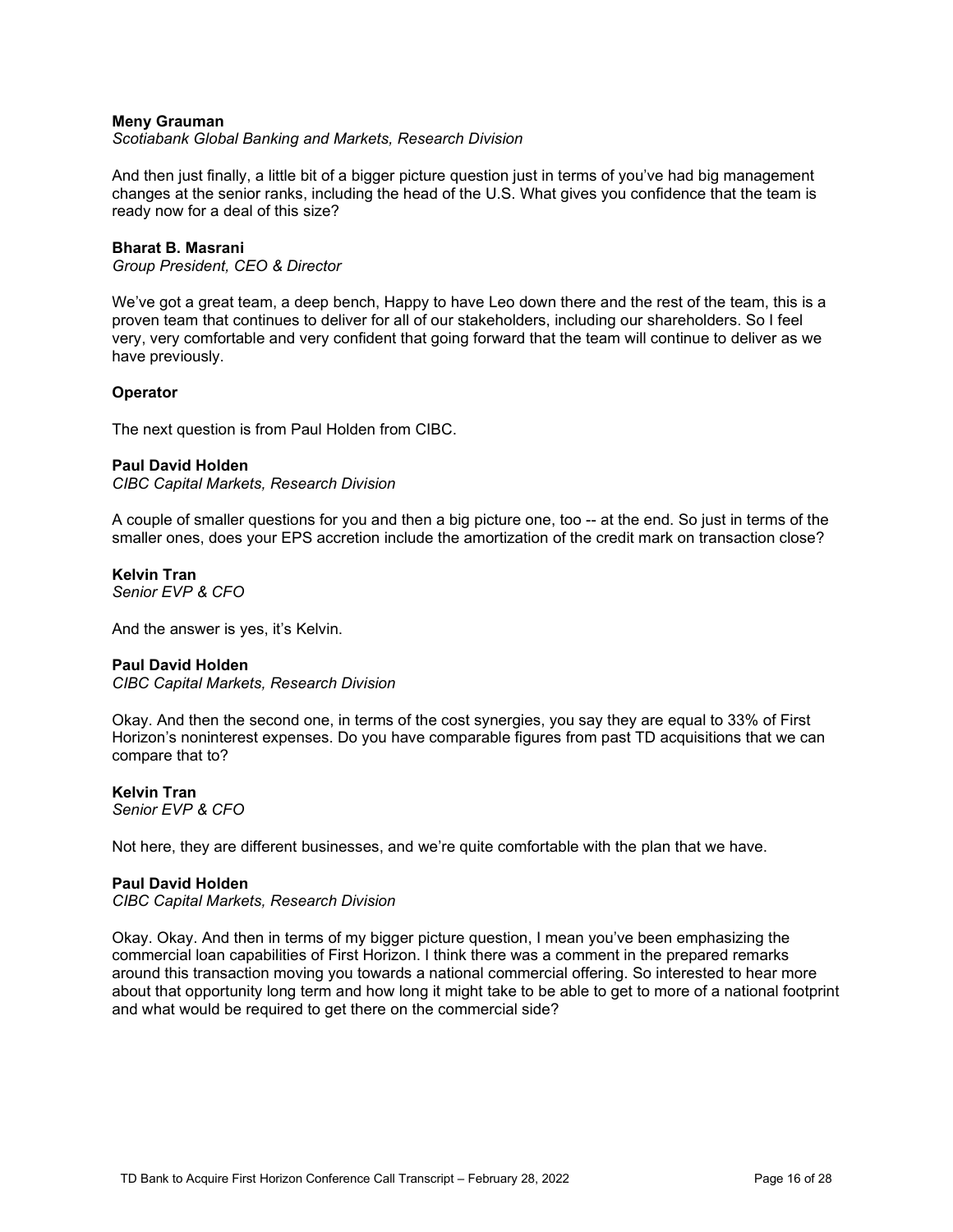**Meny Grauman**
*Scotiabank Global Banking and Markets, Research Division*

And then just finally, a little bit of a bigger picture question just in terms of you've had big management changes at the senior ranks, including the head of the U.S. What gives you confidence that the team is ready now for a deal of this size?

**Bharat B. Masrani**
*Group President, CEO & Director*

We've got a great team, a deep bench, Happy to have Leo down there and the rest of the team, this is a proven team that continues to deliver for all of our stakeholders, including our shareholders. So I feel very, very comfortable and very confident that going forward that the team will continue to deliver as we have previously.

**Operator**

The next question is from Paul Holden from CIBC.

**Paul David Holden**
*CIBC Capital Markets, Research Division*

A couple of smaller questions for you and then a big picture one, too -- at the end. So just in terms of the smaller ones, does your EPS accretion include the amortization of the credit mark on transaction close?

**Kelvin Tran**
*Senior EVP & CFO*

And the answer is yes, it's Kelvin.

**Paul David Holden**
*CIBC Capital Markets, Research Division*

Okay. And then the second one, in terms of the cost synergies, you say they are equal to 33% of First Horizon's noninterest expenses. Do you have comparable figures from past TD acquisitions that we can compare that to?

**Kelvin Tran**
*Senior EVP & CFO*

Not here, they are different businesses, and we're quite comfortable with the plan that we have.

**Paul David Holden**
*CIBC Capital Markets, Research Division*

Okay. Okay. And then in terms of my bigger picture question, I mean you've been emphasizing the commercial loan capabilities of First Horizon. I think there was a comment in the prepared remarks around this transaction moving you towards a national commercial offering. So interested to hear more about that opportunity long term and how long it might take to be able to get to more of a national footprint and what would be required to get there on the commercial side?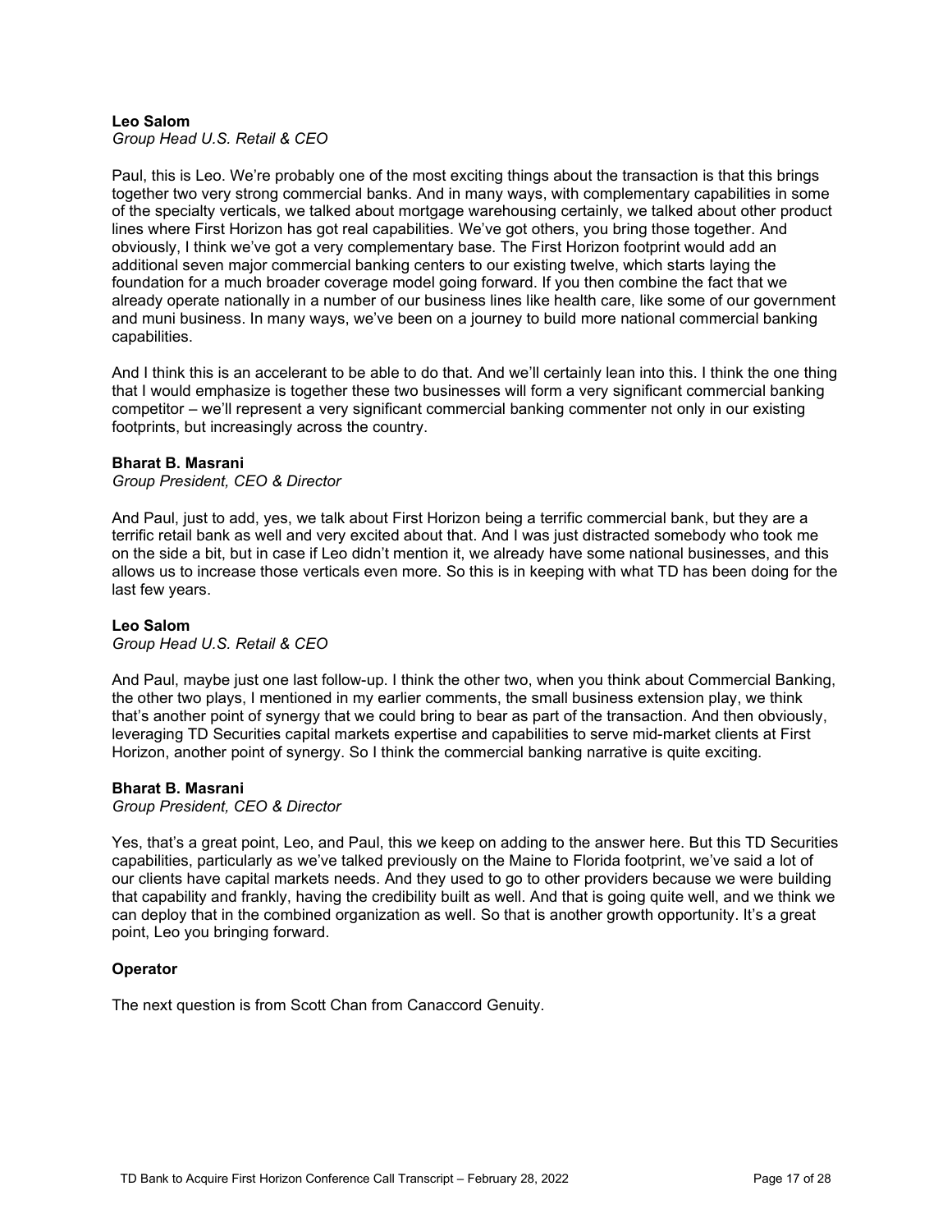**Leo Salom**
*Group Head U.S. Retail & CEO*

Paul, this is Leo. We're probably one of the most exciting things about the transaction is that this brings together two very strong commercial banks. And in many ways, with complementary capabilities in some of the specialty verticals, we talked about mortgage warehousing certainly, we talked about other product lines where First Horizon has got real capabilities. We've got others, you bring those together. And obviously, I think we've got a very complementary base. The First Horizon footprint would add an additional seven major commercial banking centers to our existing twelve, which starts laying the foundation for a much broader coverage model going forward. If you then combine the fact that we already operate nationally in a number of our business lines like health care, like some of our government and muni business. In many ways, we've been on a journey to build more national commercial banking capabilities.

And I think this is an accelerant to be able to do that. And we'll certainly lean into this. I think the one thing that I would emphasize is together these two businesses will form a very significant commercial banking competitor – we'll represent a very significant commercial banking commenter not only in our existing footprints, but increasingly across the country.

**Bharat B. Masrani**
*Group President, CEO & Director*

And Paul, just to add, yes, we talk about First Horizon being a terrific commercial bank, but they are a terrific retail bank as well and very excited about that. And I was just distracted somebody who took me on the side a bit, but in case if Leo didn't mention it, we already have some national businesses, and this allows us to increase those verticals even more. So this is in keeping with what TD has been doing for the last few years.

**Leo Salom**
*Group Head U.S. Retail & CEO*

And Paul, maybe just one last follow-up. I think the other two, when you think about Commercial Banking, the other two plays, I mentioned in my earlier comments, the small business extension play, we think that's another point of synergy that we could bring to bear as part of the transaction. And then obviously, leveraging TD Securities capital markets expertise and capabilities to serve mid-market clients at First Horizon, another point of synergy. So I think the commercial banking narrative is quite exciting.

**Bharat B. Masrani**
*Group President, CEO & Director*

Yes, that's a great point, Leo, and Paul, this we keep on adding to the answer here. But this TD Securities capabilities, particularly as we've talked previously on the Maine to Florida footprint, we've said a lot of our clients have capital markets needs. And they used to go to other providers because we were building that capability and frankly, having the credibility built as well. And that is going quite well, and we think we can deploy that in the combined organization as well. So that is another growth opportunity. It's a great point, Leo you bringing forward.

**Operator**

The next question is from Scott Chan from Canaccord Genuity.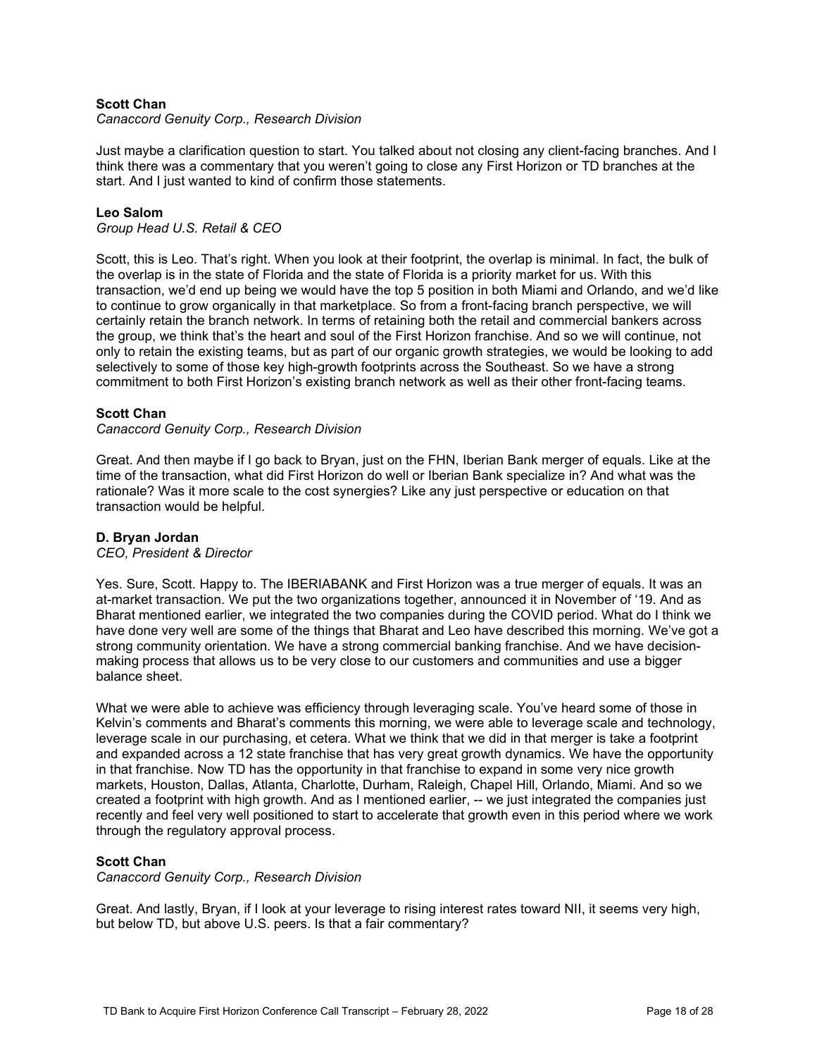**Scott Chan**
*Canaccord Genuity Corp., Research Division*

Just maybe a clarification question to start. You talked about not closing any client-facing branches. And I think there was a commentary that you weren't going to close any First Horizon or TD branches at the start. And I just wanted to kind of confirm those statements.

**Leo Salom**
*Group Head U.S. Retail & CEO*

Scott, this is Leo. That's right. When you look at their footprint, the overlap is minimal. In fact, the bulk of the overlap is in the state of Florida and the state of Florida is a priority market for us. With this transaction, we'd end up being we would have the top 5 position in both Miami and Orlando, and we'd like to continue to grow organically in that marketplace. So from a front-facing branch perspective, we will certainly retain the branch network. In terms of retaining both the retail and commercial bankers across the group, we think that's the heart and soul of the First Horizon franchise. And so we will continue, not only to retain the existing teams, but as part of our organic growth strategies, we would be looking to add selectively to some of those key high-growth footprints across the Southeast. So we have a strong commitment to both First Horizon's existing branch network as well as their other front-facing teams.

**Scott Chan**
*Canaccord Genuity Corp., Research Division*

Great. And then maybe if I go back to Bryan, just on the FHN, Iberian Bank merger of equals. Like at the time of the transaction, what did First Horizon do well or Iberian Bank specialize in? And what was the rationale? Was it more scale to the cost synergies? Like any just perspective or education on that transaction would be helpful.

**D. Bryan Jordan**
*CEO, President & Director*

Yes. Sure, Scott. Happy to. The IBERIABANK and First Horizon was a true merger of equals. It was an at-market transaction. We put the two organizations together, announced it in November of '19. And as Bharat mentioned earlier, we integrated the two companies during the COVID period. What do I think we have done very well are some of the things that Bharat and Leo have described this morning. We've got a strong community orientation. We have a strong commercial banking franchise. And we have decision-making process that allows us to be very close to our customers and communities and use a bigger balance sheet.

What we were able to achieve was efficiency through leveraging scale. You've heard some of those in Kelvin's comments and Bharat's comments this morning, we were able to leverage scale and technology, leverage scale in our purchasing, et cetera. What we think that we did in that merger is take a footprint and expanded across a 12 state franchise that has very great growth dynamics. We have the opportunity in that franchise. Now TD has the opportunity in that franchise to expand in some very nice growth markets, Houston, Dallas, Atlanta, Charlotte, Durham, Raleigh, Chapel Hill, Orlando, Miami. And so we created a footprint with high growth. And as I mentioned earlier, -- we just integrated the companies just recently and feel very well positioned to start to accelerate that growth even in this period where we work through the regulatory approval process.

**Scott Chan**
*Canaccord Genuity Corp., Research Division*

Great. And lastly, Bryan, if I look at your leverage to rising interest rates toward NII, it seems very high, but below TD, but above U.S. peers. Is that a fair commentary?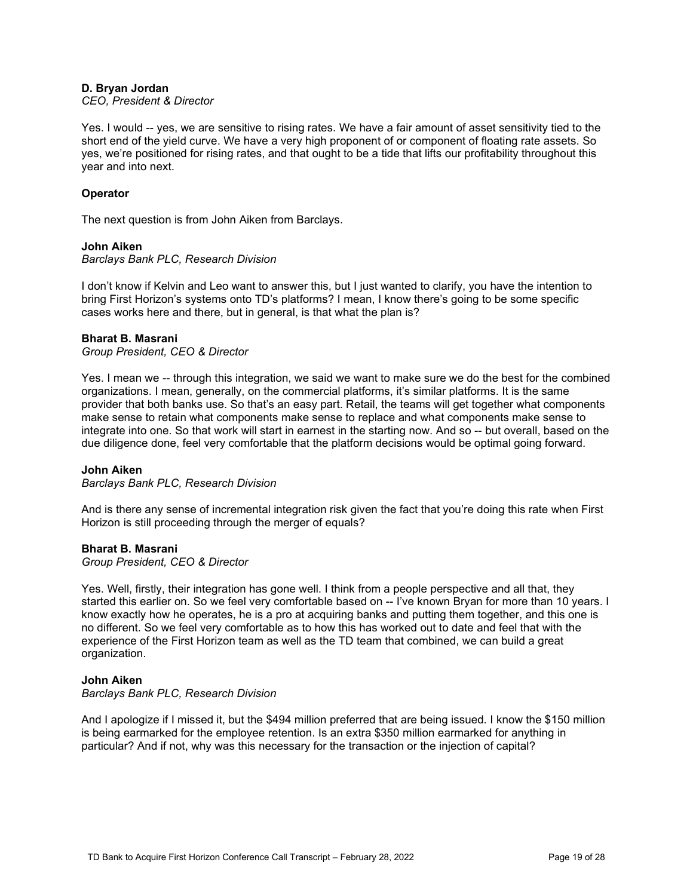**D. Bryan Jordan**
*CEO, President & Director*

Yes. I would -- yes, we are sensitive to rising rates. We have a fair amount of asset sensitivity tied to the short end of the yield curve. We have a very high proponent of or component of floating rate assets. So yes, we're positioned for rising rates, and that ought to be a tide that lifts our profitability throughout this year and into next.

**Operator**

The next question is from John Aiken from Barclays.

**John Aiken**
*Barclays Bank PLC, Research Division*

I don't know if Kelvin and Leo want to answer this, but I just wanted to clarify, you have the intention to bring First Horizon's systems onto TD's platforms? I mean, I know there's going to be some specific cases works here and there, but in general, is that what the plan is?

**Bharat B. Masrani**
*Group President, CEO & Director*

Yes. I mean we -- through this integration, we said we want to make sure we do the best for the combined organizations. I mean, generally, on the commercial platforms, it's similar platforms. It is the same provider that both banks use. So that's an easy part. Retail, the teams will get together what components make sense to retain what components make sense to replace and what components make sense to integrate into one. So that work will start in earnest in the starting now. And so -- but overall, based on the due diligence done, feel very comfortable that the platform decisions would be optimal going forward.

**John Aiken**
*Barclays Bank PLC, Research Division*

And is there any sense of incremental integration risk given the fact that you're doing this rate when First Horizon is still proceeding through the merger of equals?

**Bharat B. Masrani**
*Group President, CEO & Director*

Yes. Well, firstly, their integration has gone well. I think from a people perspective and all that, they started this earlier on. So we feel very comfortable based on -- I've known Bryan for more than 10 years. I know exactly how he operates, he is a pro at acquiring banks and putting them together, and this one is no different. So we feel very comfortable as to how this has worked out to date and feel that with the experience of the First Horizon team as well as the TD team that combined, we can build a great organization.

**John Aiken**
*Barclays Bank PLC, Research Division*

And I apologize if I missed it, but the $494 million preferred that are being issued. I know the $150 million is being earmarked for the employee retention. Is an extra $350 million earmarked for anything in particular? And if not, why was this necessary for the transaction or the injection of capital?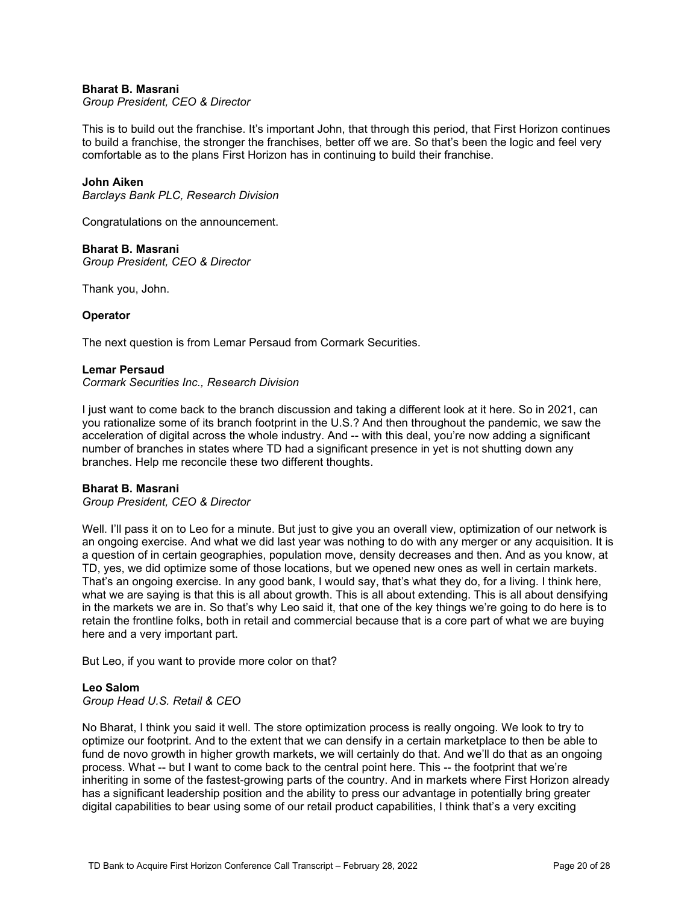**Bharat B. Masrani**
*Group President, CEO & Director*

This is to build out the franchise. It's important John, that through this period, that First Horizon continues to build a franchise, the stronger the franchises, better off we are. So that's been the logic and feel very comfortable as to the plans First Horizon has in continuing to build their franchise.

**John Aiken**
*Barclays Bank PLC, Research Division*

Congratulations on the announcement.

**Bharat B. Masrani**
*Group President, CEO & Director*

Thank you, John.

**Operator**

The next question is from Lemar Persaud from Cormark Securities.

**Lemar Persaud**
*Cormark Securities Inc., Research Division*

I just want to come back to the branch discussion and taking a different look at it here. So in 2021, can you rationalize some of its branch footprint in the U.S.? And then throughout the pandemic, we saw the acceleration of digital across the whole industry. And -- with this deal, you're now adding a significant number of branches in states where TD had a significant presence in yet is not shutting down any branches. Help me reconcile these two different thoughts.

**Bharat B. Masrani**
*Group President, CEO & Director*

Well. I'll pass it on to Leo for a minute. But just to give you an overall view, optimization of our network is an ongoing exercise. And what we did last year was nothing to do with any merger or any acquisition. It is a question of in certain geographies, population move, density decreases and then. And as you know, at TD, yes, we did optimize some of those locations, but we opened new ones as well in certain markets. That's an ongoing exercise. In any good bank, I would say, that's what they do, for a living. I think here, what we are saying is that this is all about growth. This is all about extending. This is all about densifying in the markets we are in. So that's why Leo said it, that one of the key things we're going to do here is to retain the frontline folks, both in retail and commercial because that is a core part of what we are buying here and a very important part.

But Leo, if you want to provide more color on that?

**Leo Salom**
*Group Head U.S. Retail & CEO*

No Bharat, I think you said it well. The store optimization process is really ongoing. We look to try to optimize our footprint. And to the extent that we can densify in a certain marketplace to then be able to fund de novo growth in higher growth markets, we will certainly do that. And we'll do that as an ongoing process. What -- but I want to come back to the central point here. This -- the footprint that we're inheriting in some of the fastest-growing parts of the country. And in markets where First Horizon already has a significant leadership position and the ability to press our advantage in potentially bring greater digital capabilities to bear using some of our retail product capabilities, I think that's a very exciting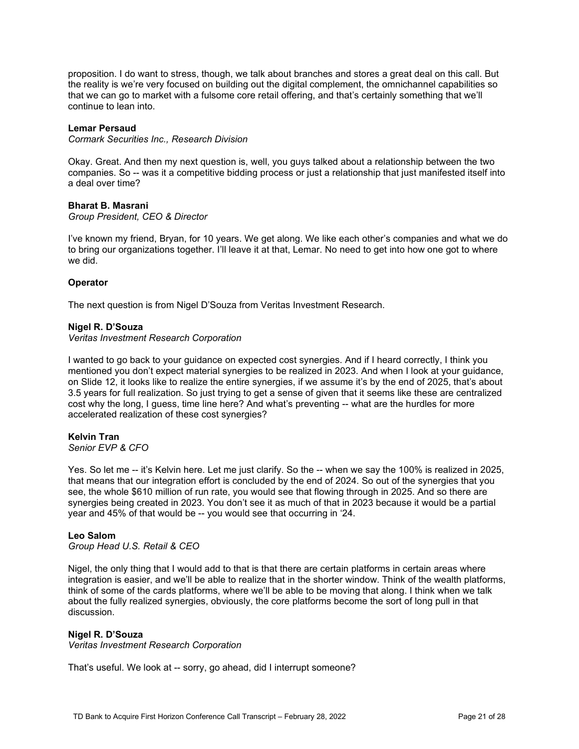proposition. I do want to stress, though, we talk about branches and stores a great deal on this call. But the reality is we're very focused on building out the digital complement, the omnichannel capabilities so that we can go to market with a fulsome core retail offering, and that's certainly something that we'll continue to lean into.

**Lemar Persaud**
*Cormark Securities Inc., Research Division*

Okay. Great. And then my next question is, well, you guys talked about a relationship between the two companies. So -- was it a competitive bidding process or just a relationship that just manifested itself into a deal over time?

**Bharat B. Masrani**
*Group President, CEO & Director*

I've known my friend, Bryan, for 10 years. We get along. We like each other's companies and what we do to bring our organizations together. I'll leave it at that, Lemar. No need to get into how one got to where we did.

**Operator**

The next question is from Nigel D'Souza from Veritas Investment Research.

**Nigel R. D'Souza**
*Veritas Investment Research Corporation*

I wanted to go back to your guidance on expected cost synergies. And if I heard correctly, I think you mentioned you don't expect material synergies to be realized in 2023. And when I look at your guidance, on Slide 12, it looks like to realize the entire synergies, if we assume it's by the end of 2025, that's about 3.5 years for full realization. So just trying to get a sense of given that it seems like these are centralized cost why the long, I guess, time line here? And what's preventing -- what are the hurdles for more accelerated realization of these cost synergies?

**Kelvin Tran**
*Senior EVP & CFO*

Yes. So let me -- it's Kelvin here. Let me just clarify. So the -- when we say the 100% is realized in 2025, that means that our integration effort is concluded by the end of 2024. So out of the synergies that you see, the whole $610 million of run rate, you would see that flowing through in 2025. And so there are synergies being created in 2023. You don't see it as much of that in 2023 because it would be a partial year and 45% of that would be -- you would see that occurring in '24.

**Leo Salom**
*Group Head U.S. Retail & CEO*

Nigel, the only thing that I would add to that is that there are certain platforms in certain areas where integration is easier, and we'll be able to realize that in the shorter window. Think of the wealth platforms, think of some of the cards platforms, where we'll be able to be moving that along. I think when we talk about the fully realized synergies, obviously, the core platforms become the sort of long pull in that discussion.

**Nigel R. D'Souza**
*Veritas Investment Research Corporation*

That's useful. We look at -- sorry, go ahead, did I interrupt someone?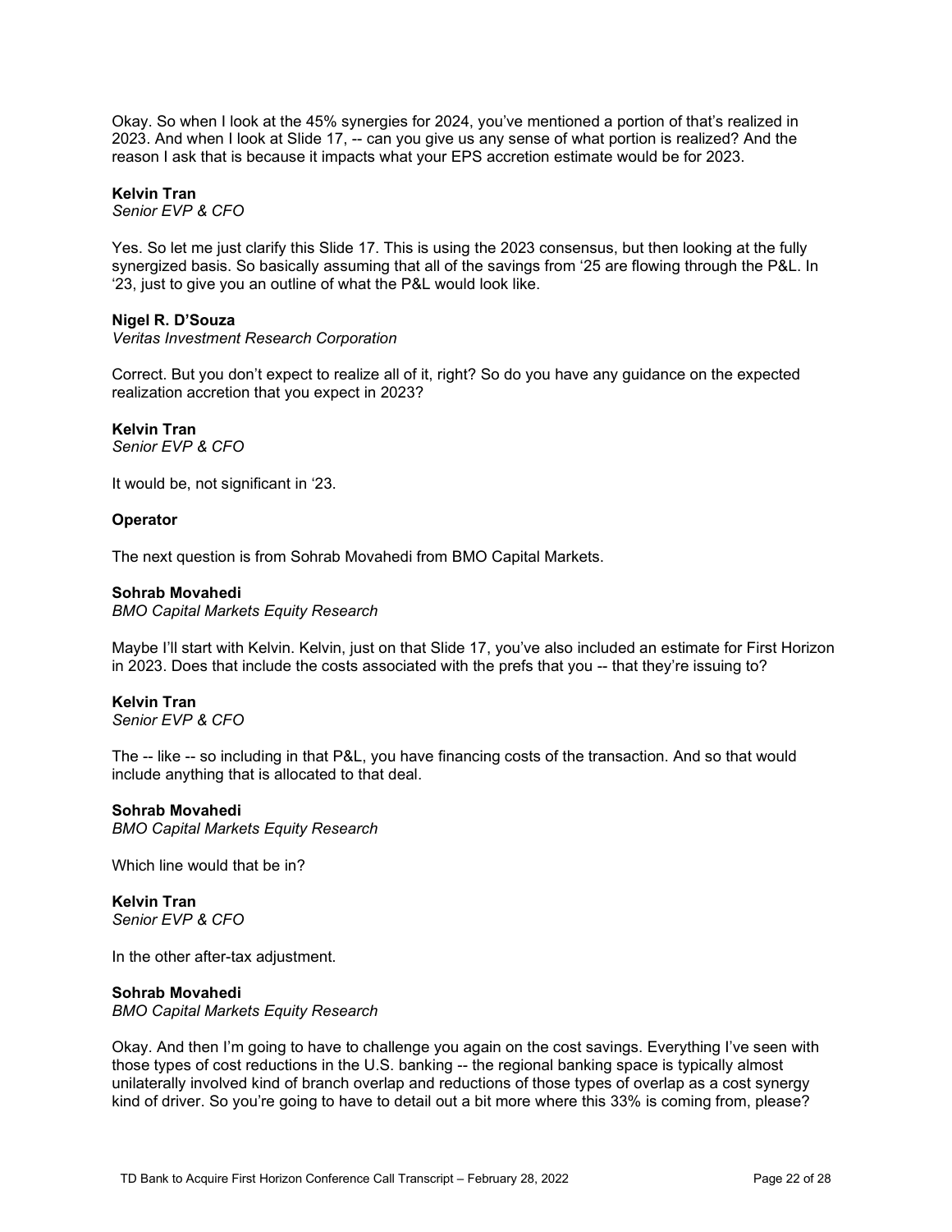Okay. So when I look at the 45% synergies for 2024, you've mentioned a portion of that's realized in 2023. And when I look at Slide 17, -- can you give us any sense of what portion is realized? And the reason I ask that is because it impacts what your EPS accretion estimate would be for 2023.

**Kelvin Tran**
*Senior EVP & CFO*

Yes. So let me just clarify this Slide 17. This is using the 2023 consensus, but then looking at the fully synergized basis. So basically assuming that all of the savings from '25 are flowing through the P&L. In '23, just to give you an outline of what the P&L would look like.

**Nigel R. D'Souza**
*Veritas Investment Research Corporation*

Correct. But you don't expect to realize all of it, right? So do you have any guidance on the expected realization accretion that you expect in 2023?

**Kelvin Tran**
*Senior EVP & CFO*

It would be, not significant in '23.

**Operator**

The next question is from Sohrab Movahedi from BMO Capital Markets.

**Sohrab Movahedi**
*BMO Capital Markets Equity Research*

Maybe I'll start with Kelvin. Kelvin, just on that Slide 17, you've also included an estimate for First Horizon in 2023. Does that include the costs associated with the prefs that you -- that they're issuing to?

**Kelvin Tran**
*Senior EVP & CFO*

The -- like -- so including in that P&L, you have financing costs of the transaction. And so that would include anything that is allocated to that deal.

**Sohrab Movahedi**
*BMO Capital Markets Equity Research*

Which line would that be in?

**Kelvin Tran**
*Senior EVP & CFO*

In the other after-tax adjustment.

**Sohrab Movahedi**
*BMO Capital Markets Equity Research*

Okay. And then I'm going to have to challenge you again on the cost savings. Everything I've seen with those types of cost reductions in the U.S. banking -- the regional banking space is typically almost unilaterally involved kind of branch overlap and reductions of those types of overlap as a cost synergy kind of driver. So you're going to have to detail out a bit more where this 33% is coming from, please?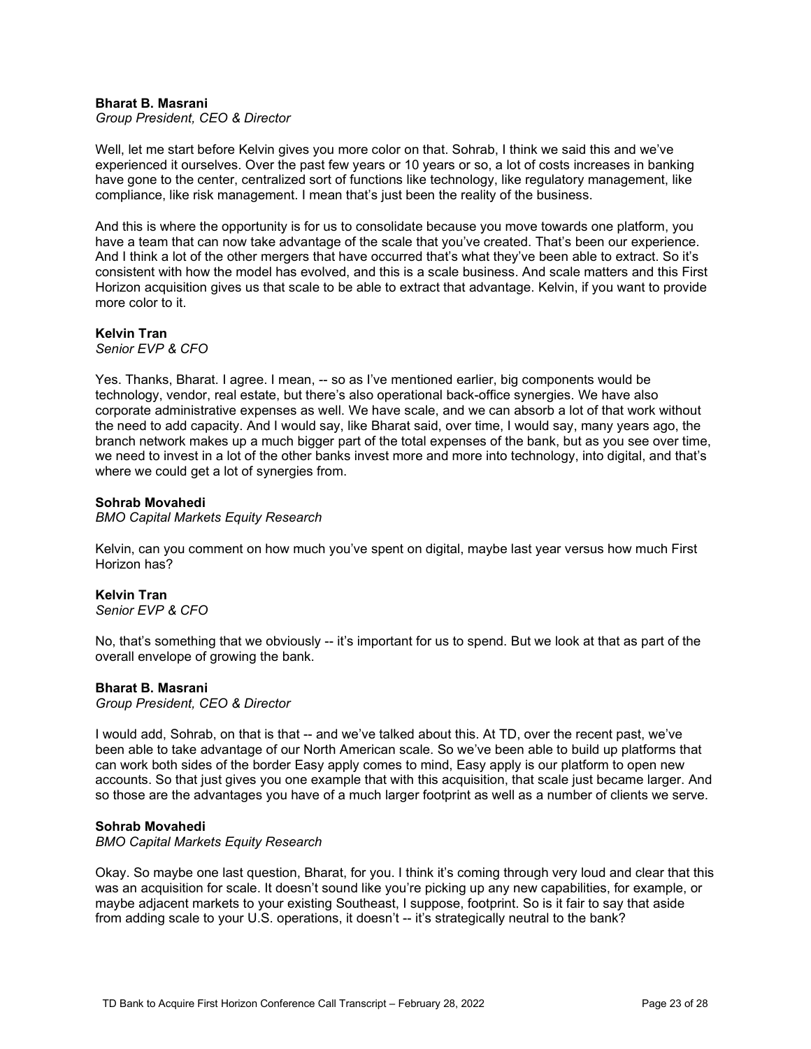**Bharat B. Masrani**
*Group President, CEO & Director*

Well, let me start before Kelvin gives you more color on that. Sohrab, I think we said this and we've experienced it ourselves. Over the past few years or 10 years or so, a lot of costs increases in banking have gone to the center, centralized sort of functions like technology, like regulatory management, like compliance, like risk management. I mean that's just been the reality of the business.

And this is where the opportunity is for us to consolidate because you move towards one platform, you have a team that can now take advantage of the scale that you've created. That's been our experience. And I think a lot of the other mergers that have occurred that's what they've been able to extract. So it's consistent with how the model has evolved, and this is a scale business. And scale matters and this First Horizon acquisition gives us that scale to be able to extract that advantage. Kelvin, if you want to provide more color to it.

**Kelvin Tran**
*Senior EVP & CFO*

Yes. Thanks, Bharat. I agree. I mean, -- so as I've mentioned earlier, big components would be technology, vendor, real estate, but there's also operational back-office synergies. We have also corporate administrative expenses as well. We have scale, and we can absorb a lot of that work without the need to add capacity. And I would say, like Bharat said, over time, I would say, many years ago, the branch network makes up a much bigger part of the total expenses of the bank, but as you see over time, we need to invest in a lot of the other banks invest more and more into technology, into digital, and that's where we could get a lot of synergies from.

**Sohrab Movahedi**
*BMO Capital Markets Equity Research*

Kelvin, can you comment on how much you've spent on digital, maybe last year versus how much First Horizon has?

**Kelvin Tran**
*Senior EVP & CFO*

No, that's something that we obviously -- it's important for us to spend. But we look at that as part of the overall envelope of growing the bank.

**Bharat B. Masrani**
*Group President, CEO & Director*

I would add, Sohrab, on that is that -- and we've talked about this. At TD, over the recent past, we've been able to take advantage of our North American scale. So we've been able to build up platforms that can work both sides of the border Easy apply comes to mind, Easy apply is our platform to open new accounts. So that just gives you one example that with this acquisition, that scale just became larger. And so those are the advantages you have of a much larger footprint as well as a number of clients we serve.

**Sohrab Movahedi**
*BMO Capital Markets Equity Research*

Okay. So maybe one last question, Bharat, for you. I think it's coming through very loud and clear that this was an acquisition for scale. It doesn't sound like you're picking up any new capabilities, for example, or maybe adjacent markets to your existing Southeast, I suppose, footprint. So is it fair to say that aside from adding scale to your U.S. operations, it doesn't -- it's strategically neutral to the bank?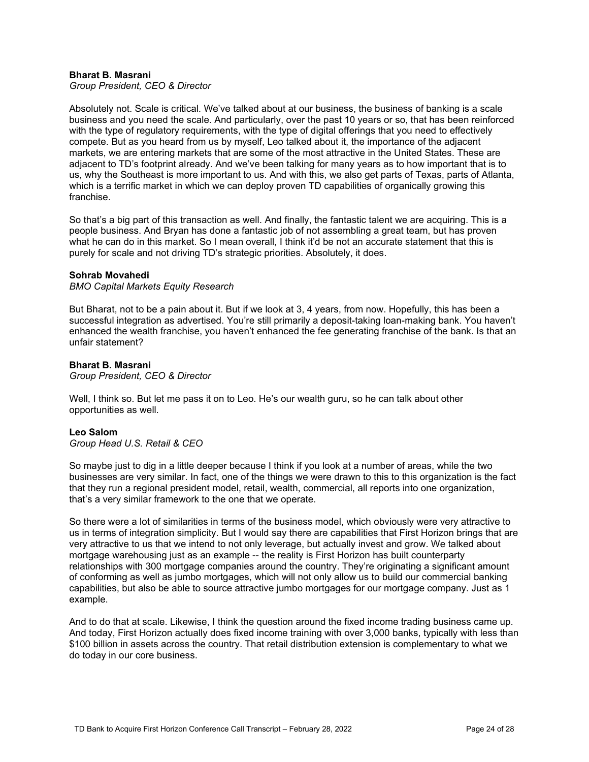**Bharat B. Masrani**
*Group President, CEO & Director*

Absolutely not. Scale is critical. We've talked about at our business, the business of banking is a scale business and you need the scale. And particularly, over the past 10 years or so, that has been reinforced with the type of regulatory requirements, with the type of digital offerings that you need to effectively compete. But as you heard from us by myself, Leo talked about it, the importance of the adjacent markets, we are entering markets that are some of the most attractive in the United States. These are adjacent to TD's footprint already. And we've been talking for many years as to how important that is to us, why the Southeast is more important to us. And with this, we also get parts of Texas, parts of Atlanta, which is a terrific market in which we can deploy proven TD capabilities of organically growing this franchise.

So that's a big part of this transaction as well. And finally, the fantastic talent we are acquiring. This is a people business. And Bryan has done a fantastic job of not assembling a great team, but has proven what he can do in this market. So I mean overall, I think it'd be not an accurate statement that this is purely for scale and not driving TD's strategic priorities. Absolutely, it does.

**Sohrab Movahedi**
*BMO Capital Markets Equity Research*

But Bharat, not to be a pain about it. But if we look at 3, 4 years, from now. Hopefully, this has been a successful integration as advertised. You're still primarily a deposit-taking loan-making bank. You haven't enhanced the wealth franchise, you haven't enhanced the fee generating franchise of the bank. Is that an unfair statement?

**Bharat B. Masrani**
*Group President, CEO & Director*

Well, I think so. But let me pass it on to Leo. He's our wealth guru, so he can talk about other opportunities as well.

**Leo Salom**
*Group Head U.S. Retail & CEO*

So maybe just to dig in a little deeper because I think if you look at a number of areas, while the two businesses are very similar. In fact, one of the things we were drawn to this to this organization is the fact that they run a regional president model, retail, wealth, commercial, all reports into one organization, that's a very similar framework to the one that we operate.

So there were a lot of similarities in terms of the business model, which obviously were very attractive to us in terms of integration simplicity. But I would say there are capabilities that First Horizon brings that are very attractive to us that we intend to not only leverage, but actually invest and grow. We talked about mortgage warehousing just as an example -- the reality is First Horizon has built counterparty relationships with 300 mortgage companies around the country. They're originating a significant amount of conforming as well as jumbo mortgages, which will not only allow us to build our commercial banking capabilities, but also be able to source attractive jumbo mortgages for our mortgage company. Just as 1 example.

And to do that at scale. Likewise, I think the question around the fixed income trading business came up. And today, First Horizon actually does fixed income training with over 3,000 banks, typically with less than $100 billion in assets across the country. That retail distribution extension is complementary to what we do today in our core business.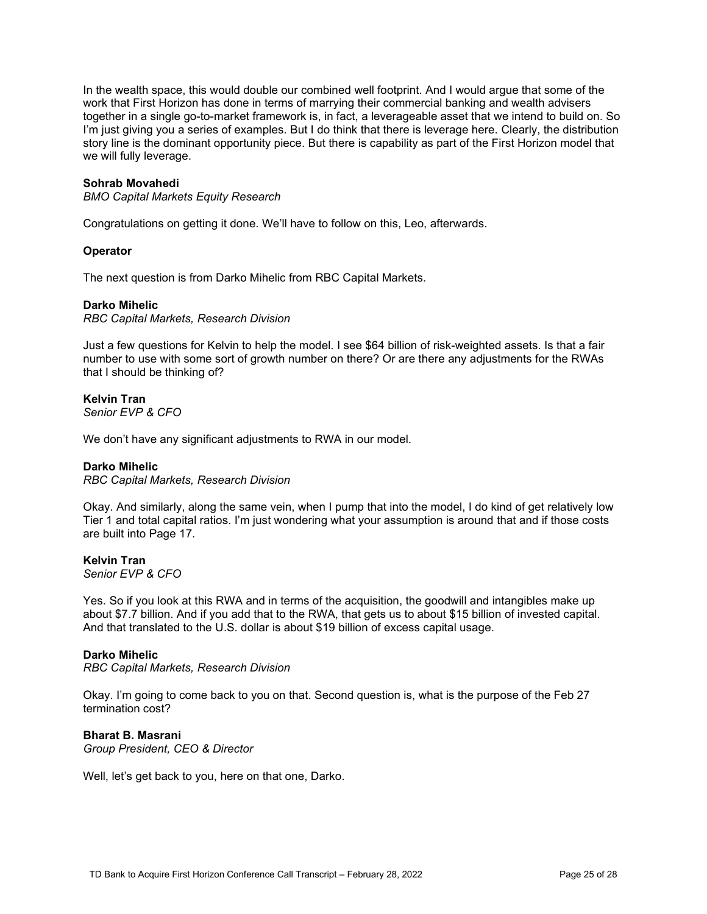In the wealth space, this would double our combined well footprint. And I would argue that some of the work that First Horizon has done in terms of marrying their commercial banking and wealth advisers together in a single go-to-market framework is, in fact, a leverageable asset that we intend to build on. So I'm just giving you a series of examples. But I do think that there is leverage here. Clearly, the distribution story line is the dominant opportunity piece. But there is capability as part of the First Horizon model that we will fully leverage.

**Sohrab Movahedi**
*BMO Capital Markets Equity Research*

Congratulations on getting it done. We'll have to follow on this, Leo, afterwards.

**Operator**

The next question is from Darko Mihelic from RBC Capital Markets.

**Darko Mihelic**
*RBC Capital Markets, Research Division*

Just a few questions for Kelvin to help the model. I see $64 billion of risk-weighted assets. Is that a fair number to use with some sort of growth number on there? Or are there any adjustments for the RWAs that I should be thinking of?

**Kelvin Tran**
*Senior EVP & CFO*

We don't have any significant adjustments to RWA in our model.

**Darko Mihelic**
*RBC Capital Markets, Research Division*

Okay. And similarly, along the same vein, when I pump that into the model, I do kind of get relatively low Tier 1 and total capital ratios. I'm just wondering what your assumption is around that and if those costs are built into Page 17.

**Kelvin Tran**
*Senior EVP & CFO*

Yes. So if you look at this RWA and in terms of the acquisition, the goodwill and intangibles make up about $7.7 billion. And if you add that to the RWA, that gets us to about $15 billion of invested capital. And that translated to the U.S. dollar is about $19 billion of excess capital usage.

**Darko Mihelic**
*RBC Capital Markets, Research Division*

Okay. I'm going to come back to you on that. Second question is, what is the purpose of the Feb 27 termination cost?

**Bharat B. Masrani**
*Group President, CEO & Director*

Well, let's get back to you, here on that one, Darko.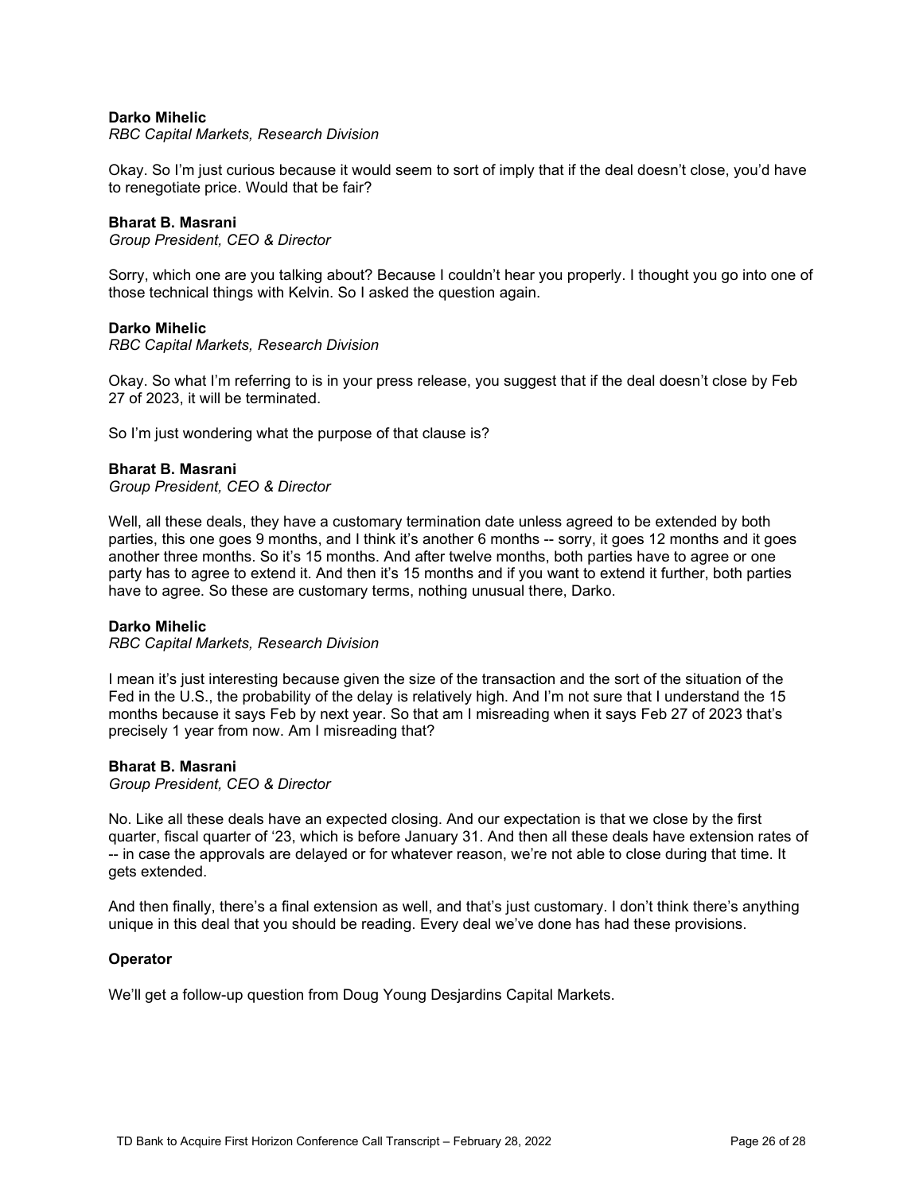**Darko Mihelic**
*RBC Capital Markets, Research Division*

Okay. So I'm just curious because it would seem to sort of imply that if the deal doesn't close, you'd have to renegotiate price. Would that be fair?

**Bharat B. Masrani**
*Group President, CEO & Director*

Sorry, which one are you talking about? Because I couldn't hear you properly. I thought you go into one of those technical things with Kelvin. So I asked the question again.

**Darko Mihelic**
*RBC Capital Markets, Research Division*

Okay. So what I'm referring to is in your press release, you suggest that if the deal doesn't close by Feb 27 of 2023, it will be terminated.

So I'm just wondering what the purpose of that clause is?

**Bharat B. Masrani**
*Group President, CEO & Director*

Well, all these deals, they have a customary termination date unless agreed to be extended by both parties, this one goes 9 months, and I think it's another 6 months -- sorry, it goes 12 months and it goes another three months. So it's 15 months. And after twelve months, both parties have to agree or one party has to agree to extend it. And then it's 15 months and if you want to extend it further, both parties have to agree. So these are customary terms, nothing unusual there, Darko.

**Darko Mihelic**
*RBC Capital Markets, Research Division*

I mean it's just interesting because given the size of the transaction and the sort of the situation of the Fed in the U.S., the probability of the delay is relatively high. And I'm not sure that I understand the 15 months because it says Feb by next year. So that am I misreading when it says Feb 27 of 2023 that's precisely 1 year from now. Am I misreading that?

**Bharat B. Masrani**
*Group President, CEO & Director*

No. Like all these deals have an expected closing. And our expectation is that we close by the first quarter, fiscal quarter of '23, which is before January 31. And then all these deals have extension rates of -- in case the approvals are delayed or for whatever reason, we're not able to close during that time. It gets extended.

And then finally, there's a final extension as well, and that's just customary. I don't think there's anything unique in this deal that you should be reading. Every deal we've done has had these provisions.

**Operator**

We'll get a follow-up question from Doug Young Desjardins Capital Markets.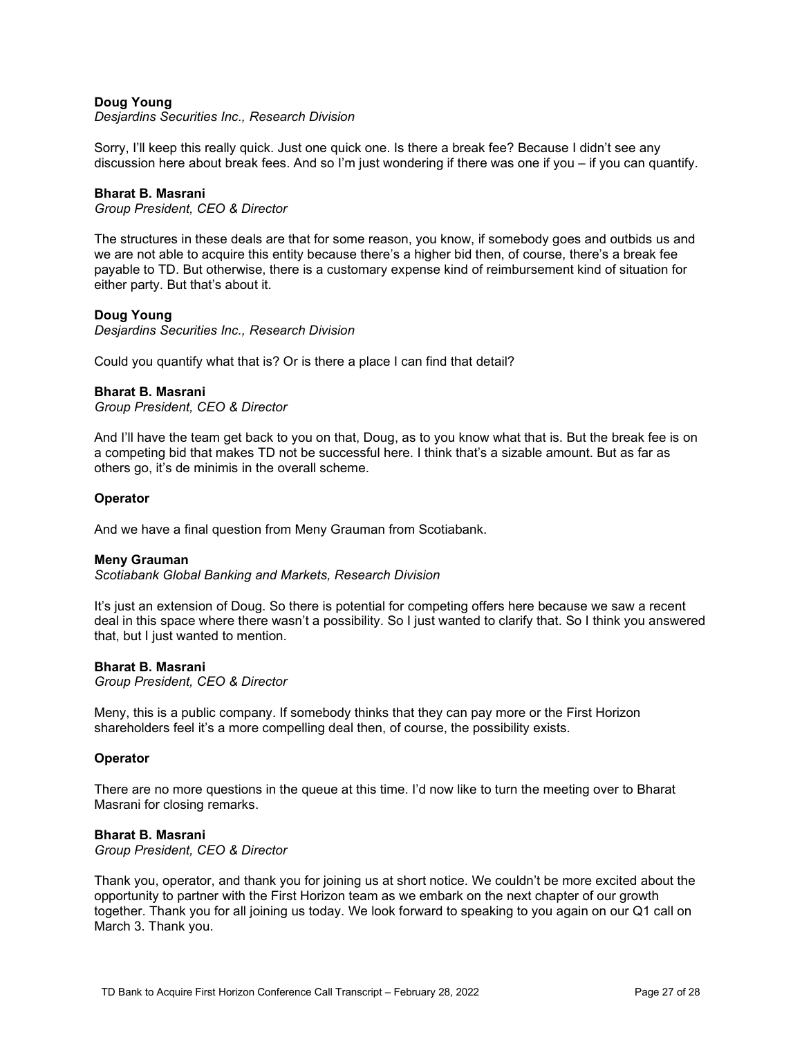**Doug Young**
*Desjardins Securities Inc., Research Division*

Sorry, I'll keep this really quick. Just one quick one. Is there a break fee? Because I didn't see any discussion here about break fees. And so I'm just wondering if there was one if you – if you can quantify.

**Bharat B. Masrani**
*Group President, CEO & Director*

The structures in these deals are that for some reason, you know, if somebody goes and outbids us and we are not able to acquire this entity because there's a higher bid then, of course, there's a break fee payable to TD. But otherwise, there is a customary expense kind of reimbursement kind of situation for either party. But that's about it.

**Doug Young**
*Desjardins Securities Inc., Research Division*

Could you quantify what that is? Or is there a place I can find that detail?

**Bharat B. Masrani**
*Group President, CEO & Director*

And I'll have the team get back to you on that, Doug, as to you know what that is. But the break fee is on a competing bid that makes TD not be successful here. I think that's a sizable amount. But as far as others go, it's de minimis in the overall scheme.

**Operator**

And we have a final question from Meny Grauman from Scotiabank.

**Meny Grauman**
*Scotiabank Global Banking and Markets, Research Division*

It's just an extension of Doug. So there is potential for competing offers here because we saw a recent deal in this space where there wasn't a possibility. So I just wanted to clarify that. So I think you answered that, but I just wanted to mention.

**Bharat B. Masrani**
*Group President, CEO & Director*

Meny, this is a public company. If somebody thinks that they can pay more or the First Horizon shareholders feel it's a more compelling deal then, of course, the possibility exists.

**Operator**

There are no more questions in the queue at this time. I'd now like to turn the meeting over to Bharat Masrani for closing remarks.

**Bharat B. Masrani**
*Group President, CEO & Director*

Thank you, operator, and thank you for joining us at short notice. We couldn't be more excited about the opportunity to partner with the First Horizon team as we embark on the next chapter of our growth together. Thank you for all joining us today. We look forward to speaking to you again on our Q1 call on March 3. Thank you.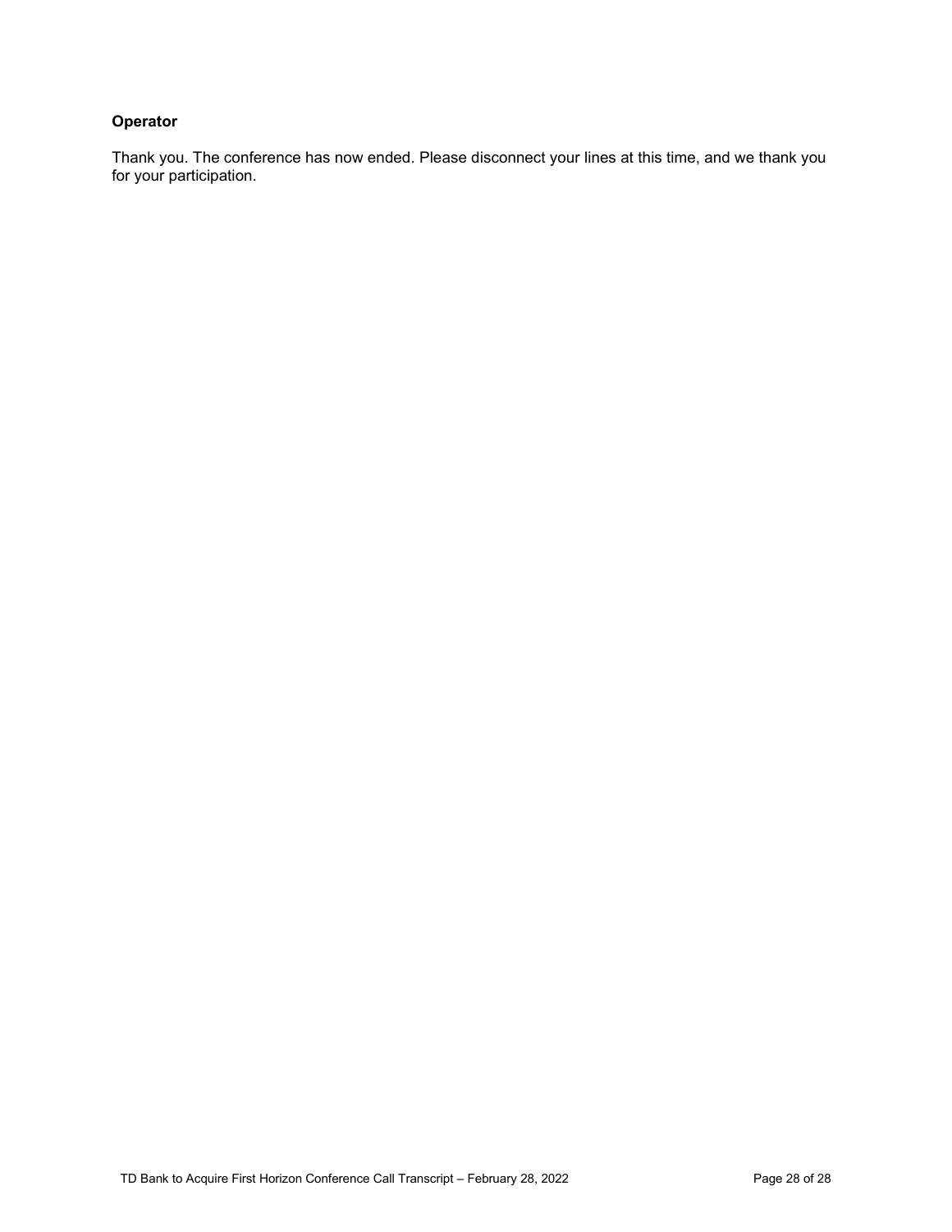**Operator**

Thank you. The conference has now ended. Please disconnect your lines at this time, and we thank you for your participation.